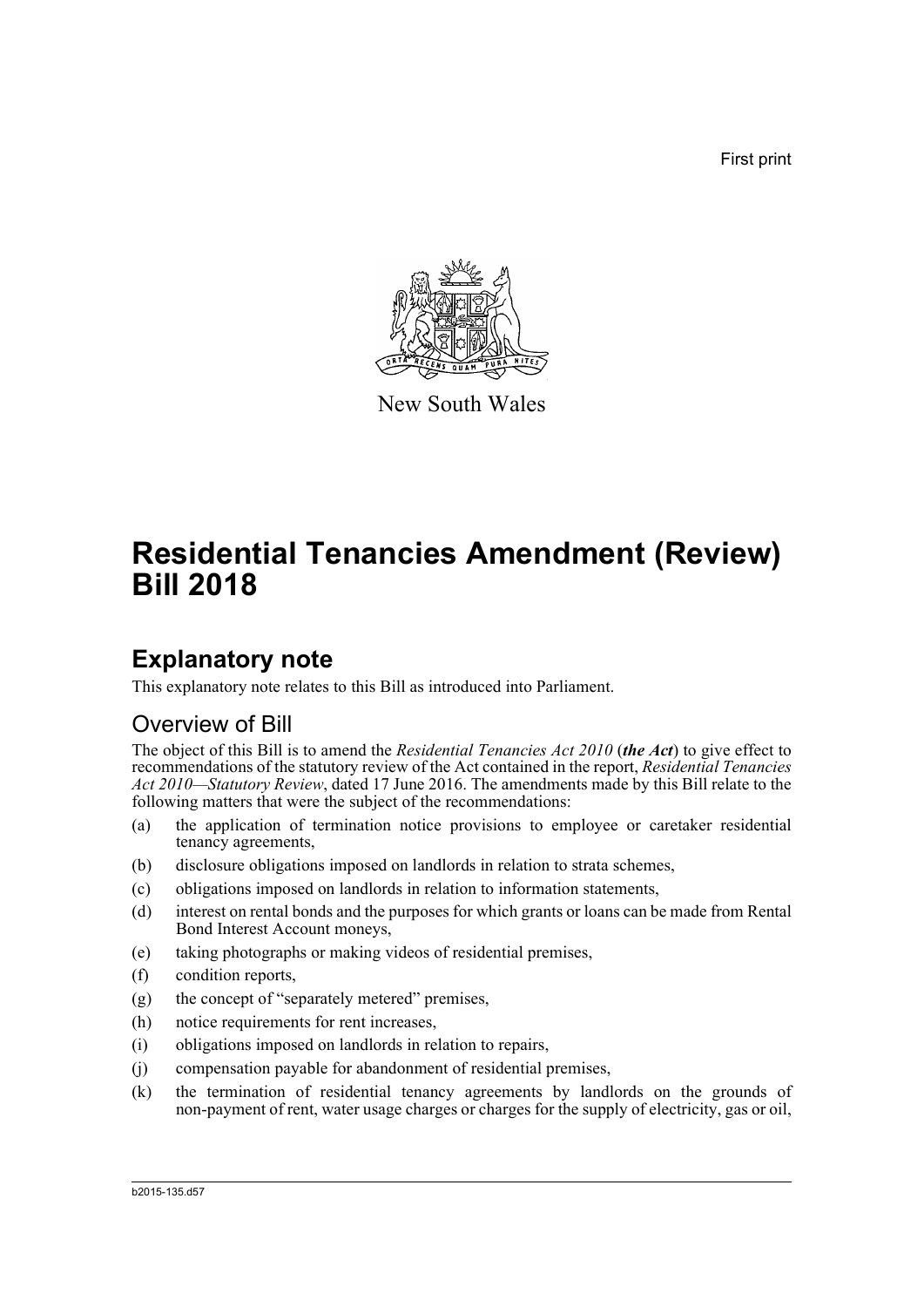First print

New South Wales

# Residential Tenancies Amendment (Review) Bill 2018

## Explanatory note

This explanatory note relates to this Bill as introduced into Parliament.

### Overview of Bill

The object of this Bill is to amend the *Residential Tenancies Act 2010* (***the Act***) to give effect to recommendations of the statutory review of the Act contained in the report, *Residential Tenancies Act 2010—Statutory Review*, dated 17 June 2016. The amendments made by this Bill relate to the following matters that were the subject of the recommendations:

(a) the application of termination notice provisions to employee or caretaker residential tenancy agreements,

(b) disclosure obligations imposed on landlords in relation to strata schemes,

(c) obligations imposed on landlords in relation to information statements,

(d) interest on rental bonds and the purposes for which grants or loans can be made from Rental Bond Interest Account moneys,

(e) taking photographs or making videos of residential premises,

(f) condition reports,

(g) the concept of "separately metered" premises,

(h) notice requirements for rent increases,

(i) obligations imposed on landlords in relation to repairs,

(j) compensation payable for abandonment of residential premises,

(k) the termination of residential tenancy agreements by landlords on the grounds of non-payment of rent, water usage charges or charges for the supply of electricity, gas or oil,

b2015-135.d57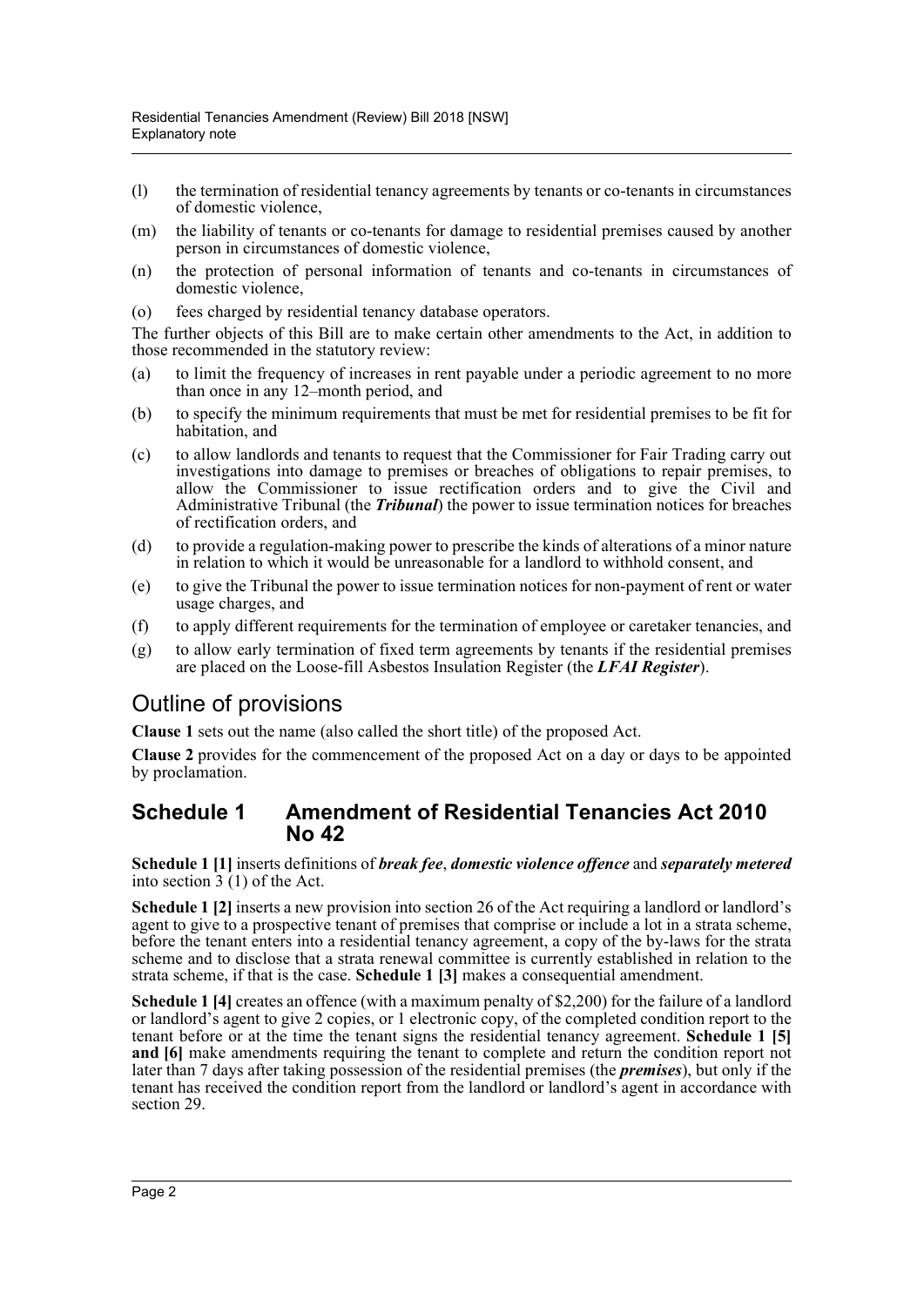(l) the termination of residential tenancy agreements by tenants or co-tenants in circumstances of domestic violence,

(m) the liability of tenants or co-tenants for damage to residential premises caused by another person in circumstances of domestic violence,

(n) the protection of personal information of tenants and co-tenants in circumstances of domestic violence,

(o) fees charged by residential tenancy database operators.

The further objects of this Bill are to make certain other amendments to the Act, in addition to those recommended in the statutory review:

(a) to limit the frequency of increases in rent payable under a periodic agreement to no more than once in any 12–month period, and

(b) to specify the minimum requirements that must be met for residential premises to be fit for habitation, and

(c) to allow landlords and tenants to request that the Commissioner for Fair Trading carry out investigations into damage to premises or breaches of obligations to repair premises, to allow the Commissioner to issue rectification orders and to give the Civil and Administrative Tribunal (the ***Tribunal***) the power to issue termination notices for breaches of rectification orders, and

(d) to provide a regulation-making power to prescribe the kinds of alterations of a minor nature in relation to which it would be unreasonable for a landlord to withhold consent, and

(e) to give the Tribunal the power to issue termination notices for non-payment of rent or water usage charges, and

(f) to apply different requirements for the termination of employee or caretaker tenancies, and

(g) to allow early termination of fixed term agreements by tenants if the residential premises are placed on the Loose-fill Asbestos Insulation Register (the ***LFAI Register***).

## Outline of provisions

**Clause 1** sets out the name (also called the short title) of the proposed Act.

**Clause 2** provides for the commencement of the proposed Act on a day or days to be appointed by proclamation.

### Schedule 1 Amendment of Residential Tenancies Act 2010 No 42

**Schedule 1 [1]** inserts definitions of ***break fee***, ***domestic violence offence*** and ***separately metered*** into section 3 (1) of the Act.

**Schedule 1 [2]** inserts a new provision into section 26 of the Act requiring a landlord or landlord's agent to give to a prospective tenant of premises that comprise or include a lot in a strata scheme, before the tenant enters into a residential tenancy agreement, a copy of the by-laws for the strata scheme and to disclose that a strata renewal committee is currently established in relation to the strata scheme, if that is the case. **Schedule 1 [3]** makes a consequential amendment.

**Schedule 1 [4]** creates an offence (with a maximum penalty of $2,200) for the failure of a landlord or landlord's agent to give 2 copies, or 1 electronic copy, of the completed condition report to the tenant before or at the time the tenant signs the residential tenancy agreement. **Schedule 1 [5] and [6]** make amendments requiring the tenant to complete and return the condition report not later than 7 days after taking possession of the residential premises (the ***premises***), but only if the tenant has received the condition report from the landlord or landlord's agent in accordance with section 29.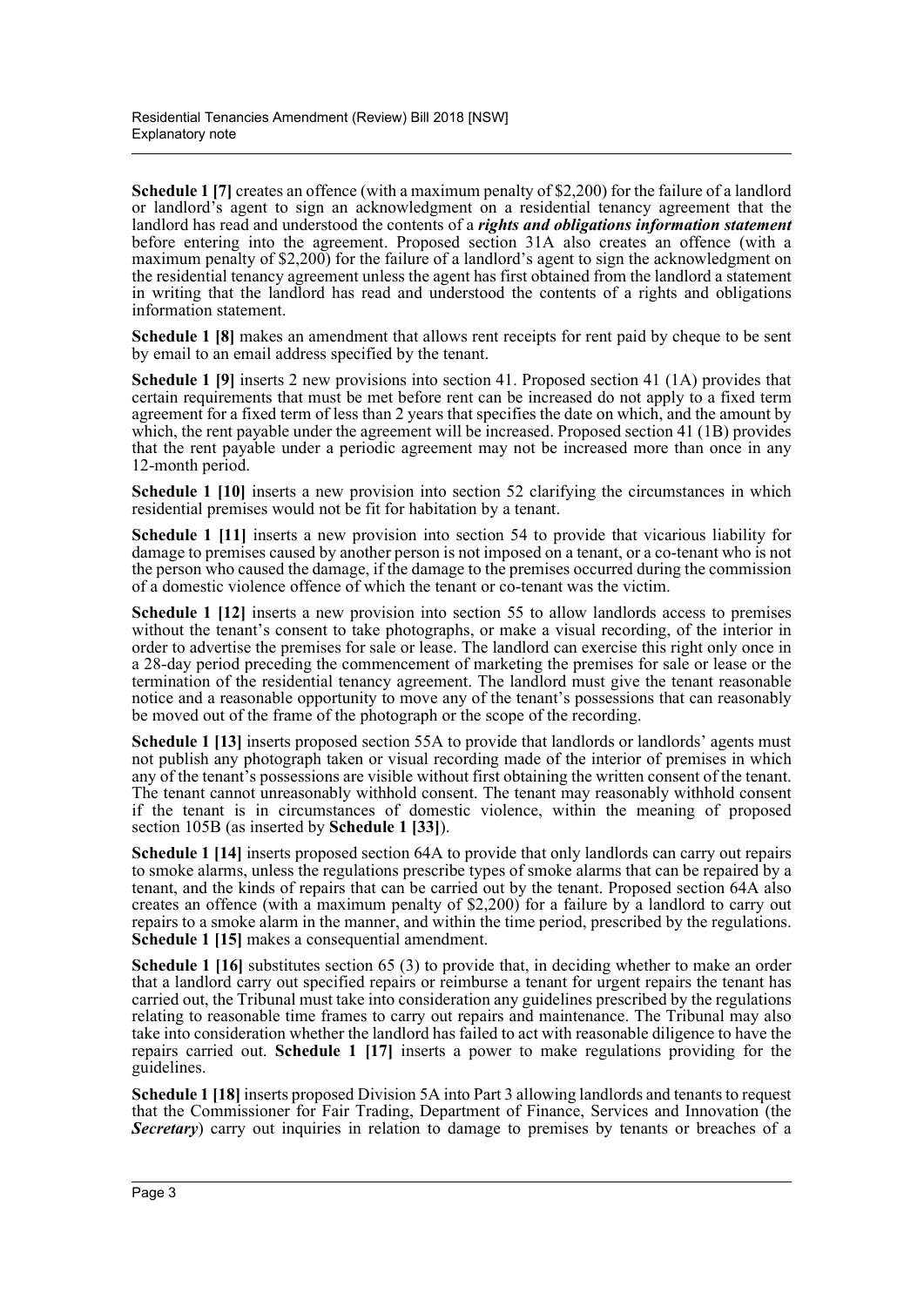**Schedule 1 [7]** creates an offence (with a maximum penalty of $2,200) for the failure of a landlord or landlord's agent to sign an acknowledgment on a residential tenancy agreement that the landlord has read and understood the contents of a ***rights and obligations information statement*** before entering into the agreement. Proposed section 31A also creates an offence (with a maximum penalty of $2,200) for the failure of a landlord's agent to sign the acknowledgment on the residential tenancy agreement unless the agent has first obtained from the landlord a statement in writing that the landlord has read and understood the contents of a rights and obligations information statement.

**Schedule 1 [8]** makes an amendment that allows rent receipts for rent paid by cheque to be sent by email to an email address specified by the tenant.

**Schedule 1 [9]** inserts 2 new provisions into section 41. Proposed section 41 (1A) provides that certain requirements that must be met before rent can be increased do not apply to a fixed term agreement for a fixed term of less than 2 years that specifies the date on which, and the amount by which, the rent payable under the agreement will be increased. Proposed section 41 (1B) provides that the rent payable under a periodic agreement may not be increased more than once in any 12-month period.

**Schedule 1 [10]** inserts a new provision into section 52 clarifying the circumstances in which residential premises would not be fit for habitation by a tenant.

**Schedule 1 [11]** inserts a new provision into section 54 to provide that vicarious liability for damage to premises caused by another person is not imposed on a tenant, or a co-tenant who is not the person who caused the damage, if the damage to the premises occurred during the commission of a domestic violence offence of which the tenant or co-tenant was the victim.

**Schedule 1 [12]** inserts a new provision into section 55 to allow landlords access to premises without the tenant's consent to take photographs, or make a visual recording, of the interior in order to advertise the premises for sale or lease. The landlord can exercise this right only once in a 28-day period preceding the commencement of marketing the premises for sale or lease or the termination of the residential tenancy agreement. The landlord must give the tenant reasonable notice and a reasonable opportunity to move any of the tenant's possessions that can reasonably be moved out of the frame of the photograph or the scope of the recording.

**Schedule 1 [13]** inserts proposed section 55A to provide that landlords or landlords' agents must not publish any photograph taken or visual recording made of the interior of premises in which any of the tenant's possessions are visible without first obtaining the written consent of the tenant. The tenant cannot unreasonably withhold consent. The tenant may reasonably withhold consent if the tenant is in circumstances of domestic violence, within the meaning of proposed section 105B (as inserted by **Schedule 1 [33]**).

**Schedule 1 [14]** inserts proposed section 64A to provide that only landlords can carry out repairs to smoke alarms, unless the regulations prescribe types of smoke alarms that can be repaired by a tenant, and the kinds of repairs that can be carried out by the tenant. Proposed section 64A also creates an offence (with a maximum penalty of $2,200) for a failure by a landlord to carry out repairs to a smoke alarm in the manner, and within the time period, prescribed by the regulations. **Schedule 1 [15]** makes a consequential amendment.

**Schedule 1 [16]** substitutes section 65 (3) to provide that, in deciding whether to make an order that a landlord carry out specified repairs or reimburse a tenant for urgent repairs the tenant has carried out, the Tribunal must take into consideration any guidelines prescribed by the regulations relating to reasonable time frames to carry out repairs and maintenance. The Tribunal may also take into consideration whether the landlord has failed to act with reasonable diligence to have the repairs carried out. **Schedule 1 [17]** inserts a power to make regulations providing for the guidelines.

**Schedule 1 [18]** inserts proposed Division 5A into Part 3 allowing landlords and tenants to request that the Commissioner for Fair Trading, Department of Finance, Services and Innovation (the ***Secretary***) carry out inquiries in relation to damage to premises by tenants or breaches of a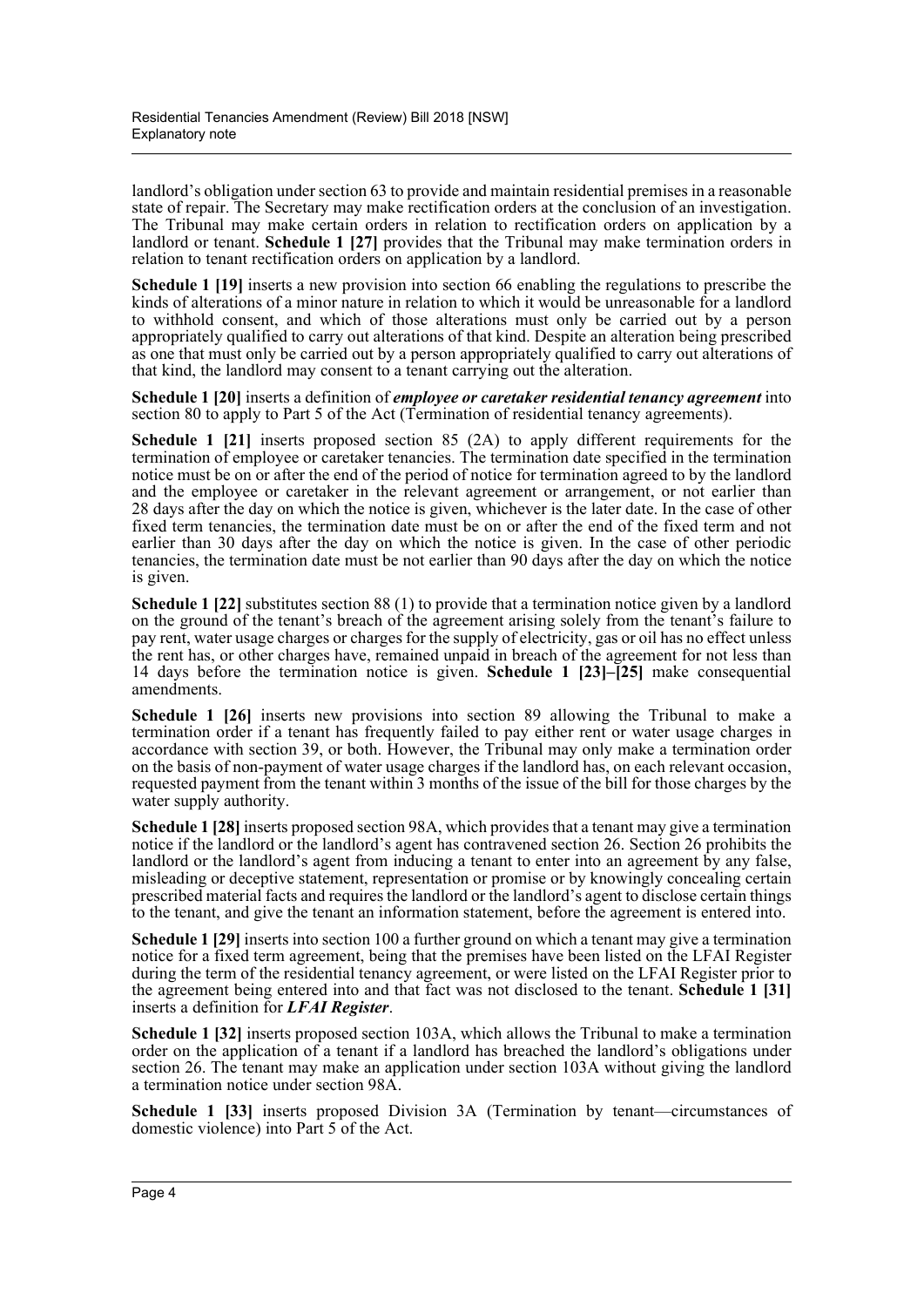landlord's obligation under section 63 to provide and maintain residential premises in a reasonable state of repair. The Secretary may make rectification orders at the conclusion of an investigation. The Tribunal may make certain orders in relation to rectification orders on application by a landlord or tenant. **Schedule 1 [27]** provides that the Tribunal may make termination orders in relation to tenant rectification orders on application by a landlord.

**Schedule 1 [19]** inserts a new provision into section 66 enabling the regulations to prescribe the kinds of alterations of a minor nature in relation to which it would be unreasonable for a landlord to withhold consent, and which of those alterations must only be carried out by a person appropriately qualified to carry out alterations of that kind. Despite an alteration being prescribed as one that must only be carried out by a person appropriately qualified to carry out alterations of that kind, the landlord may consent to a tenant carrying out the alteration.

**Schedule 1 [20]** inserts a definition of ***employee or caretaker residential tenancy agreement*** into section 80 to apply to Part 5 of the Act (Termination of residential tenancy agreements).

**Schedule 1 [21]** inserts proposed section 85 (2A) to apply different requirements for the termination of employee or caretaker tenancies. The termination date specified in the termination notice must be on or after the end of the period of notice for termination agreed to by the landlord and the employee or caretaker in the relevant agreement or arrangement, or not earlier than 28 days after the day on which the notice is given, whichever is the later date. In the case of other fixed term tenancies, the termination date must be on or after the end of the fixed term and not earlier than 30 days after the day on which the notice is given. In the case of other periodic tenancies, the termination date must be not earlier than 90 days after the day on which the notice is given.

**Schedule 1 [22]** substitutes section 88 (1) to provide that a termination notice given by a landlord on the ground of the tenant's breach of the agreement arising solely from the tenant's failure to pay rent, water usage charges or charges for the supply of electricity, gas or oil has no effect unless the rent has, or other charges have, remained unpaid in breach of the agreement for not less than 14 days before the termination notice is given. **Schedule 1 [23]–[25]** make consequential amendments.

**Schedule 1 [26]** inserts new provisions into section 89 allowing the Tribunal to make a termination order if a tenant has frequently failed to pay either rent or water usage charges in accordance with section 39, or both. However, the Tribunal may only make a termination order on the basis of non-payment of water usage charges if the landlord has, on each relevant occasion, requested payment from the tenant within 3 months of the issue of the bill for those charges by the water supply authority.

**Schedule 1 [28]** inserts proposed section 98A, which provides that a tenant may give a termination notice if the landlord or the landlord's agent has contravened section 26. Section 26 prohibits the landlord or the landlord's agent from inducing a tenant to enter into an agreement by any false, misleading or deceptive statement, representation or promise or by knowingly concealing certain prescribed material facts and requires the landlord or the landlord's agent to disclose certain things to the tenant, and give the tenant an information statement, before the agreement is entered into.

**Schedule 1 [29]** inserts into section 100 a further ground on which a tenant may give a termination notice for a fixed term agreement, being that the premises have been listed on the LFAI Register during the term of the residential tenancy agreement, or were listed on the LFAI Register prior to the agreement being entered into and that fact was not disclosed to the tenant. **Schedule 1 [31]** inserts a definition for ***LFAI Register***.

**Schedule 1 [32]** inserts proposed section 103A, which allows the Tribunal to make a termination order on the application of a tenant if a landlord has breached the landlord's obligations under section 26. The tenant may make an application under section 103A without giving the landlord a termination notice under section 98A.

**Schedule 1 [33]** inserts proposed Division 3A (Termination by tenant—circumstances of domestic violence) into Part 5 of the Act.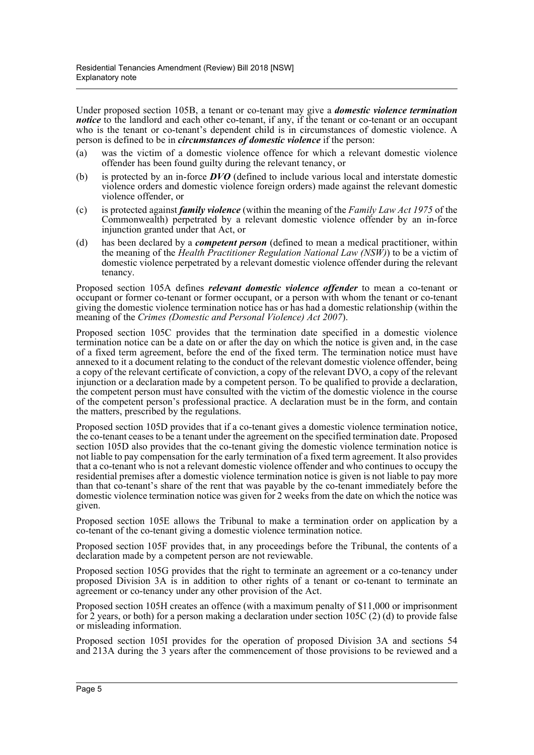Under proposed section 105B, a tenant or co-tenant may give a ***domestic violence termination notice*** to the landlord and each other co-tenant, if any, if the tenant or co-tenant or an occupant who is the tenant or co-tenant's dependent child is in circumstances of domestic violence. A person is defined to be in ***circumstances of domestic violence*** if the person:

(a) was the victim of a domestic violence offence for which a relevant domestic violence offender has been found guilty during the relevant tenancy, or

(b) is protected by an in-force ***DVO*** (defined to include various local and interstate domestic violence orders and domestic violence foreign orders) made against the relevant domestic violence offender, or

(c) is protected against ***family violence*** (within the meaning of the *Family Law Act 1975* of the Commonwealth) perpetrated by a relevant domestic violence offender by an in-force injunction granted under that Act, or

(d) has been declared by a ***competent person*** (defined to mean a medical practitioner, within the meaning of the *Health Practitioner Regulation National Law (NSW)*) to be a victim of domestic violence perpetrated by a relevant domestic violence offender during the relevant tenancy.

Proposed section 105A defines ***relevant domestic violence offender*** to mean a co-tenant or occupant or former co-tenant or former occupant, or a person with whom the tenant or co-tenant giving the domestic violence termination notice has or has had a domestic relationship (within the meaning of the *Crimes (Domestic and Personal Violence) Act 2007*).

Proposed section 105C provides that the termination date specified in a domestic violence termination notice can be a date on or after the day on which the notice is given and, in the case of a fixed term agreement, before the end of the fixed term. The termination notice must have annexed to it a document relating to the conduct of the relevant domestic violence offender, being a copy of the relevant certificate of conviction, a copy of the relevant DVO, a copy of the relevant injunction or a declaration made by a competent person. To be qualified to provide a declaration, the competent person must have consulted with the victim of the domestic violence in the course of the competent person's professional practice. A declaration must be in the form, and contain the matters, prescribed by the regulations.

Proposed section 105D provides that if a co-tenant gives a domestic violence termination notice, the co-tenant ceases to be a tenant under the agreement on the specified termination date. Proposed section 105D also provides that the co-tenant giving the domestic violence termination notice is not liable to pay compensation for the early termination of a fixed term agreement. It also provides that a co-tenant who is not a relevant domestic violence offender and who continues to occupy the residential premises after a domestic violence termination notice is given is not liable to pay more than that co-tenant's share of the rent that was payable by the co-tenant immediately before the domestic violence termination notice was given for 2 weeks from the date on which the notice was given.

Proposed section 105E allows the Tribunal to make a termination order on application by a co-tenant of the co-tenant giving a domestic violence termination notice.

Proposed section 105F provides that, in any proceedings before the Tribunal, the contents of a declaration made by a competent person are not reviewable.

Proposed section 105G provides that the right to terminate an agreement or a co-tenancy under proposed Division 3A is in addition to other rights of a tenant or co-tenant to terminate an agreement or co-tenancy under any other provision of the Act.

Proposed section 105H creates an offence (with a maximum penalty of $11,000 or imprisonment for 2 years, or both) for a person making a declaration under section 105C (2) (d) to provide false or misleading information.

Proposed section 105I provides for the operation of proposed Division 3A and sections 54 and 213A during the 3 years after the commencement of those provisions to be reviewed and a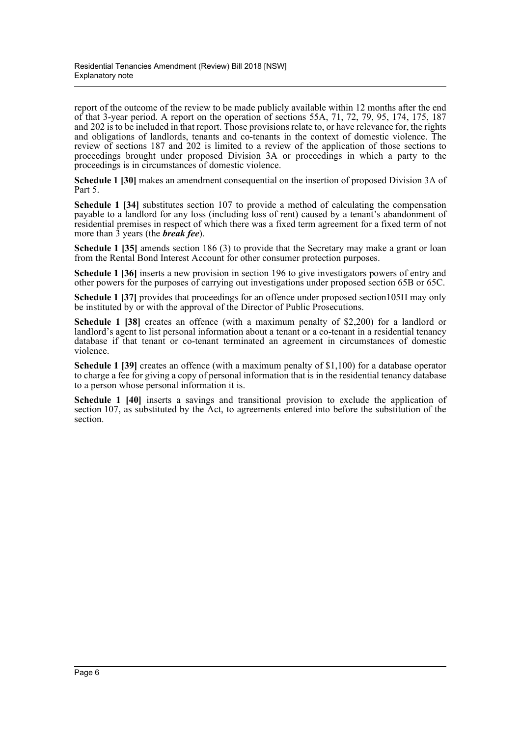report of the outcome of the review to be made publicly available within 12 months after the end of that 3-year period. A report on the operation of sections 55A, 71, 72, 79, 95, 174, 175, 187 and 202 is to be included in that report. Those provisions relate to, or have relevance for, the rights and obligations of landlords, tenants and co-tenants in the context of domestic violence. The review of sections 187 and 202 is limited to a review of the application of those sections to proceedings brought under proposed Division 3A or proceedings in which a party to the proceedings is in circumstances of domestic violence.

**Schedule 1 [30]** makes an amendment consequential on the insertion of proposed Division 3A of Part 5.

**Schedule 1 [34]** substitutes section 107 to provide a method of calculating the compensation payable to a landlord for any loss (including loss of rent) caused by a tenant's abandonment of residential premises in respect of which there was a fixed term agreement for a fixed term of not more than 3 years (the ***break fee***).

**Schedule 1 [35]** amends section 186 (3) to provide that the Secretary may make a grant or loan from the Rental Bond Interest Account for other consumer protection purposes.

**Schedule 1 [36]** inserts a new provision in section 196 to give investigators powers of entry and other powers for the purposes of carrying out investigations under proposed section 65B or 65C.

**Schedule 1 [37]** provides that proceedings for an offence under proposed section105H may only be instituted by or with the approval of the Director of Public Prosecutions.

**Schedule 1 [38]** creates an offence (with a maximum penalty of $2,200) for a landlord or landlord's agent to list personal information about a tenant or a co-tenant in a residential tenancy database if that tenant or co-tenant terminated an agreement in circumstances of domestic violence.

**Schedule 1 [39]** creates an offence (with a maximum penalty of $1,100) for a database operator to charge a fee for giving a copy of personal information that is in the residential tenancy database to a person whose personal information it is.

**Schedule 1 [40]** inserts a savings and transitional provision to exclude the application of section 107, as substituted by the Act, to agreements entered into before the substitution of the section.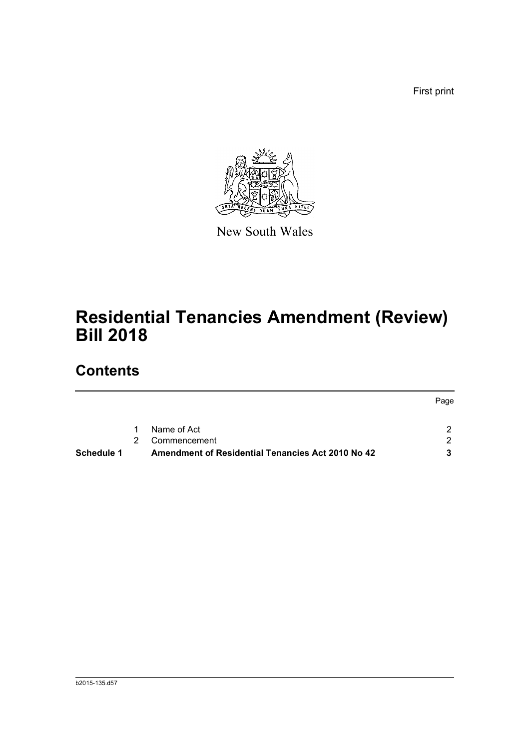First print

New South Wales

# Residential Tenancies Amendment (Review) Bill 2018

## Contents

| | | | Page |
|---|---|---|---|
| | 1 | Name of Act | 2 |
| | 2 | Commencement | 2 |
| **Schedule 1** | | **Amendment of Residential Tenancies Act 2010 No 42** | **3** |

b2015-135.d57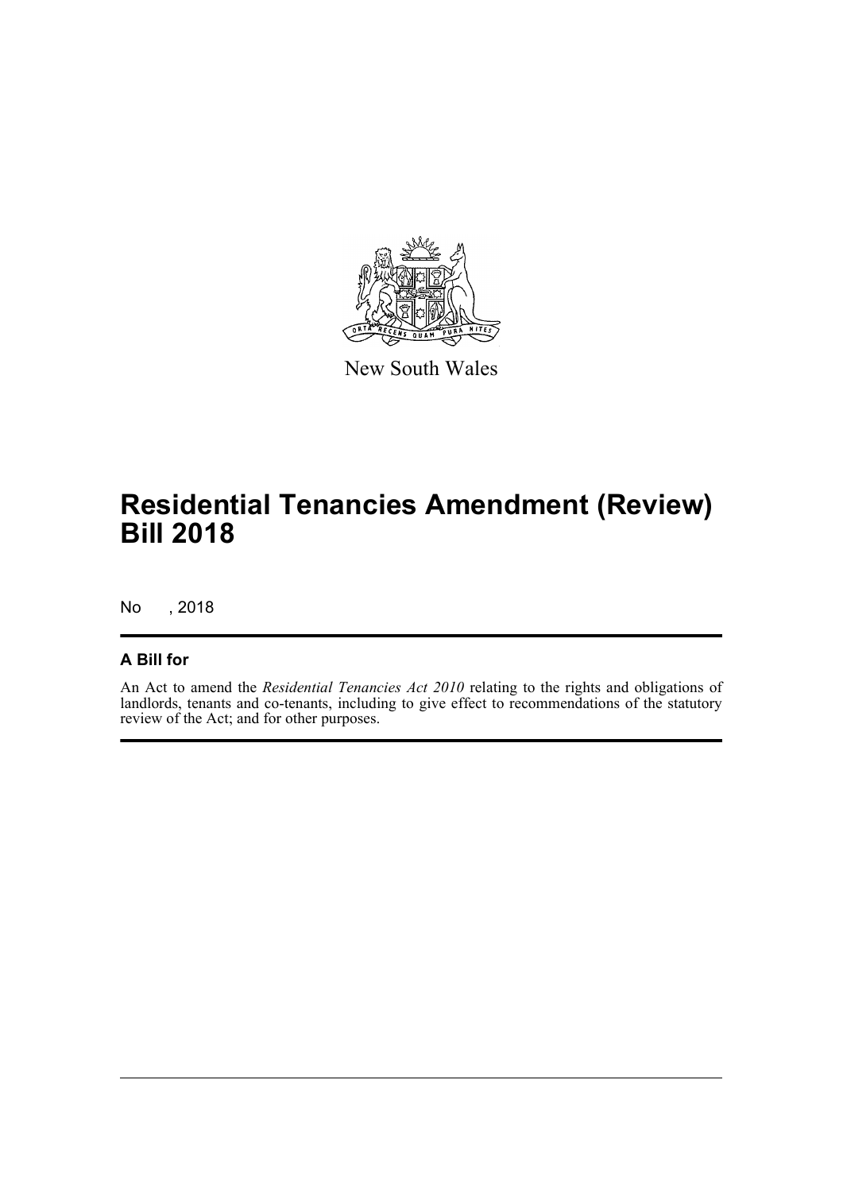New South Wales

# Residential Tenancies Amendment (Review) Bill 2018

No , 2018

## A Bill for

An Act to amend the *Residential Tenancies Act 2010* relating to the rights and obligations of landlords, tenants and co-tenants, including to give effect to recommendations of the statutory review of the Act; and for other purposes.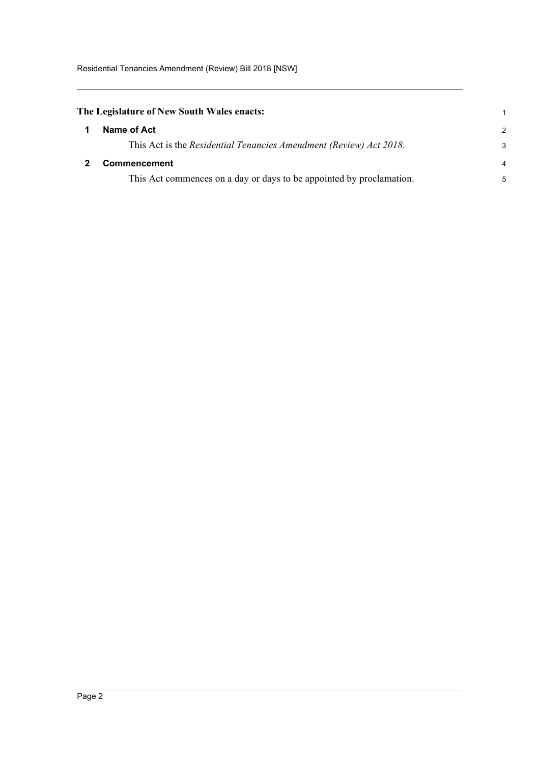**The Legislature of New South Wales enacts:**

### 1 Name of Act

This Act is the *Residential Tenancies Amendment (Review) Act 2018*.

### 2 Commencement

This Act commences on a day or days to be appointed by proclamation.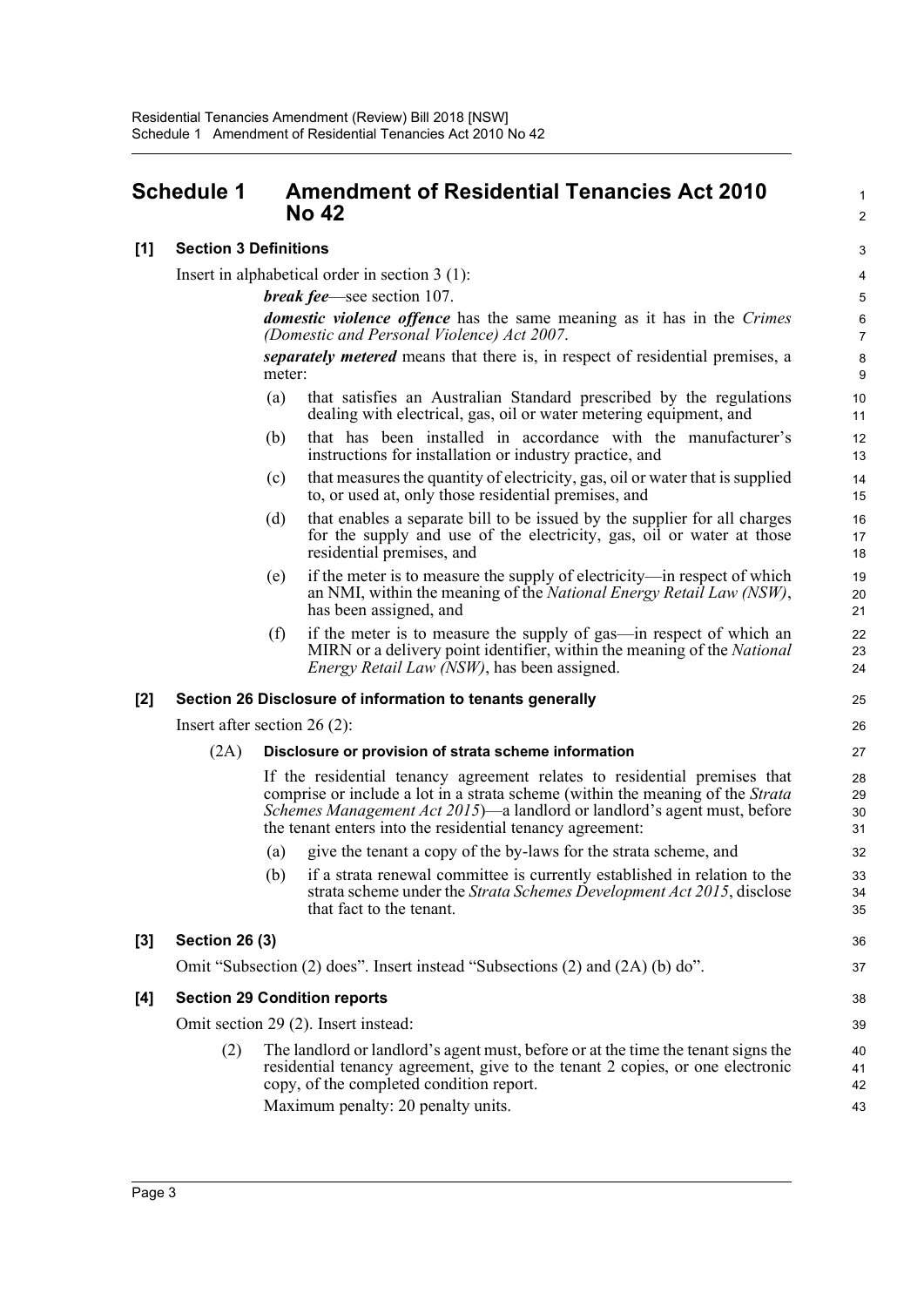## Schedule 1 Amendment of Residential Tenancies Act 2010 No 42

### [1] Section 3 Definitions

Insert in alphabetical order in section 3 (1):

***break fee***—see section 107.

***domestic violence offence*** has the same meaning as it has in the *Crimes (Domestic and Personal Violence) Act 2007*.

***separately metered*** means that there is, in respect of residential premises, a meter:

(a) that satisfies an Australian Standard prescribed by the regulations dealing with electrical, gas, oil or water metering equipment, and

(b) that has been installed in accordance with the manufacturer's instructions for installation or industry practice, and

(c) that measures the quantity of electricity, gas, oil or water that is supplied to, or used at, only those residential premises, and

(d) that enables a separate bill to be issued by the supplier for all charges for the supply and use of the electricity, gas, oil or water at those residential premises, and

(e) if the meter is to measure the supply of electricity—in respect of which an NMI, within the meaning of the *National Energy Retail Law (NSW)*, has been assigned, and

(f) if the meter is to measure the supply of gas—in respect of which an MIRN or a delivery point identifier, within the meaning of the *National Energy Retail Law (NSW)*, has been assigned.

### [2] Section 26 Disclosure of information to tenants generally

Insert after section 26 (2):

(2A) **Disclosure or provision of strata scheme information**

If the residential tenancy agreement relates to residential premises that comprise or include a lot in a strata scheme (within the meaning of the *Strata Schemes Management Act 2015*)—a landlord or landlord's agent must, before the tenant enters into the residential tenancy agreement:

(a) give the tenant a copy of the by-laws for the strata scheme, and

(b) if a strata renewal committee is currently established in relation to the strata scheme under the *Strata Schemes Development Act 2015*, disclose that fact to the tenant.

### [3] Section 26 (3)

Omit "Subsection (2) does". Insert instead "Subsections (2) and (2A) (b) do".

### [4] Section 29 Condition reports

Omit section 29 (2). Insert instead:

(2) The landlord or landlord's agent must, before or at the time the tenant signs the residential tenancy agreement, give to the tenant 2 copies, or one electronic copy, of the completed condition report.

Maximum penalty: 20 penalty units.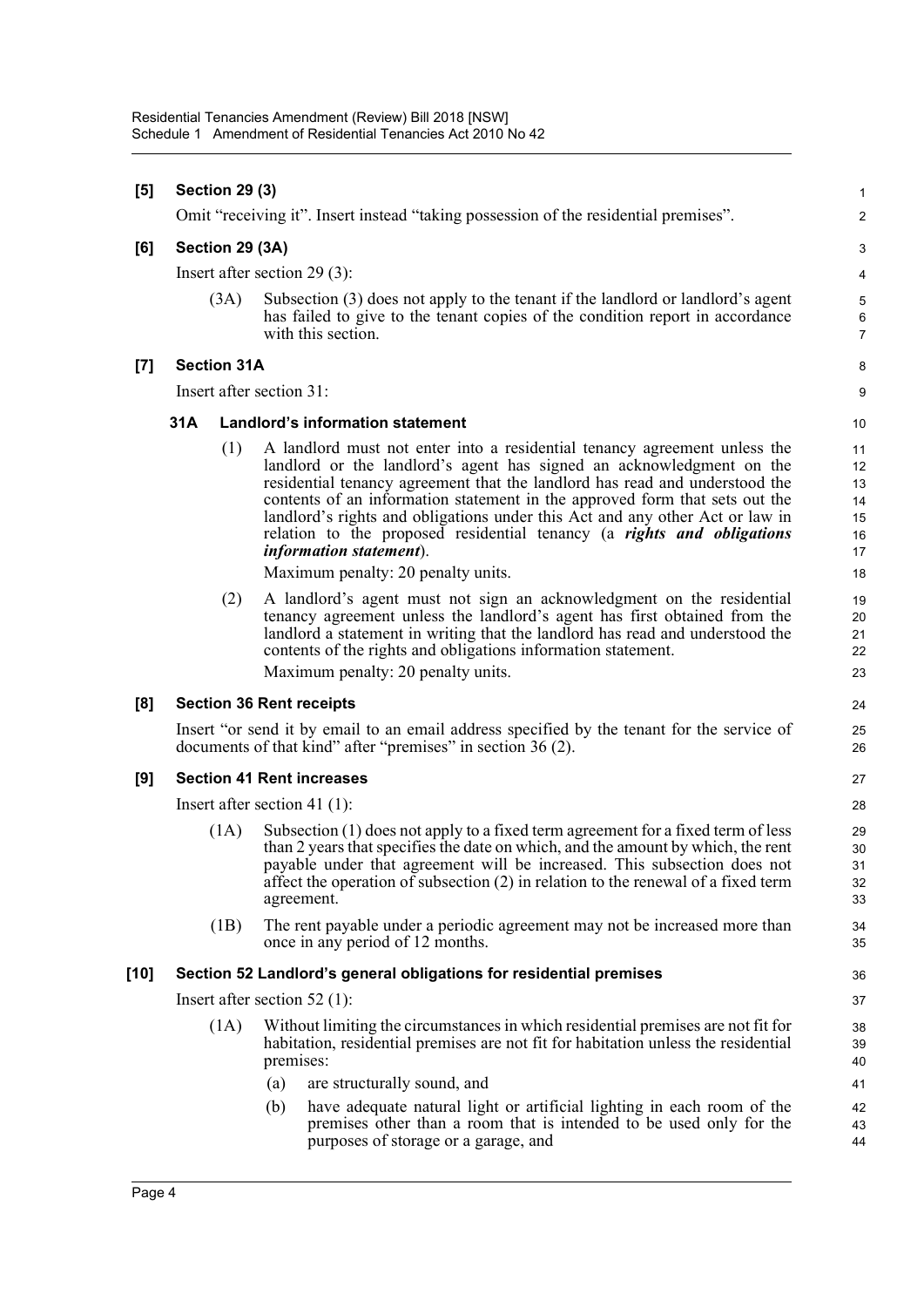**[5] Section 29 (3)**

Omit "receiving it". Insert instead "taking possession of the residential premises".

**[6] Section 29 (3A)**

Insert after section 29 (3):

(3A) Subsection (3) does not apply to the tenant if the landlord or landlord's agent has failed to give to the tenant copies of the condition report in accordance with this section.

**[7] Section 31A**

Insert after section 31:

**31A Landlord's information statement**

(1) A landlord must not enter into a residential tenancy agreement unless the landlord or the landlord's agent has signed an acknowledgment on the residential tenancy agreement that the landlord has read and understood the contents of an information statement in the approved form that sets out the landlord's rights and obligations under this Act and any other Act or law in relation to the proposed residential tenancy (a ***rights and obligations information statement***).

Maximum penalty: 20 penalty units.

(2) A landlord's agent must not sign an acknowledgment on the residential tenancy agreement unless the landlord's agent has first obtained from the landlord a statement in writing that the landlord has read and understood the contents of the rights and obligations information statement.

Maximum penalty: 20 penalty units.

**[8] Section 36 Rent receipts**

Insert "or send it by email to an email address specified by the tenant for the service of documents of that kind" after "premises" in section 36 (2).

**[9] Section 41 Rent increases**

Insert after section 41 (1):

(1A) Subsection (1) does not apply to a fixed term agreement for a fixed term of less than 2 years that specifies the date on which, and the amount by which, the rent payable under that agreement will be increased. This subsection does not affect the operation of subsection (2) in relation to the renewal of a fixed term agreement.

(1B) The rent payable under a periodic agreement may not be increased more than once in any period of 12 months.

**[10] Section 52 Landlord's general obligations for residential premises**

Insert after section 52 (1):

(1A) Without limiting the circumstances in which residential premises are not fit for habitation, residential premises are not fit for habitation unless the residential premises:

(a) are structurally sound, and

(b) have adequate natural light or artificial lighting in each room of the premises other than a room that is intended to be used only for the purposes of storage or a garage, and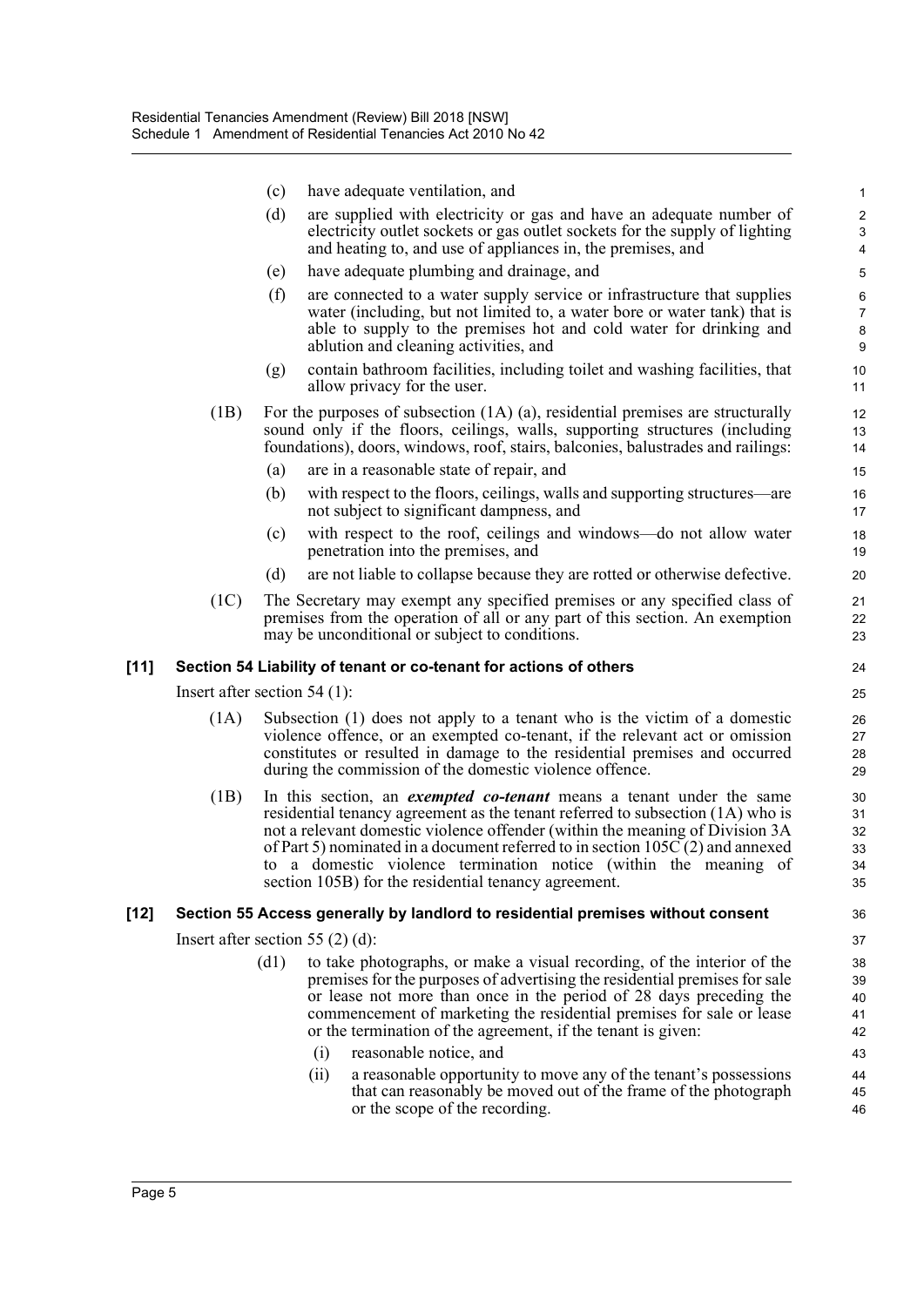(c) have adequate ventilation, and

(d) are supplied with electricity or gas and have an adequate number of electricity outlet sockets or gas outlet sockets for the supply of lighting and heating to, and use of appliances in, the premises, and

(e) have adequate plumbing and drainage, and

(f) are connected to a water supply service or infrastructure that supplies water (including, but not limited to, a water bore or water tank) that is able to supply to the premises hot and cold water for drinking and ablution and cleaning activities, and

(g) contain bathroom facilities, including toilet and washing facilities, that allow privacy for the user.

(1B) For the purposes of subsection (1A) (a), residential premises are structurally sound only if the floors, ceilings, walls, supporting structures (including foundations), doors, windows, roof, stairs, balconies, balustrades and railings:

(a) are in a reasonable state of repair, and

(b) with respect to the floors, ceilings, walls and supporting structures—are not subject to significant dampness, and

(c) with respect to the roof, ceilings and windows—do not allow water penetration into the premises, and

(d) are not liable to collapse because they are rotted or otherwise defective.

(1C) The Secretary may exempt any specified premises or any specified class of premises from the operation of all or any part of this section. An exemption may be unconditional or subject to conditions.

### [11] Section 54 Liability of tenant or co-tenant for actions of others

Insert after section 54 (1):

(1A) Subsection (1) does not apply to a tenant who is the victim of a domestic violence offence, or an exempted co-tenant, if the relevant act or omission constitutes or resulted in damage to the residential premises and occurred during the commission of the domestic violence offence.

(1B) In this section, an ***exempted co-tenant*** means a tenant under the same residential tenancy agreement as the tenant referred to subsection (1A) who is not a relevant domestic violence offender (within the meaning of Division 3A of Part 5) nominated in a document referred to in section 105C (2) and annexed to a domestic violence termination notice (within the meaning of section 105B) for the residential tenancy agreement.

### [12] Section 55 Access generally by landlord to residential premises without consent

Insert after section 55 (2) (d):

(d1) to take photographs, or make a visual recording, of the interior of the premises for the purposes of advertising the residential premises for sale or lease not more than once in the period of 28 days preceding the commencement of marketing the residential premises for sale or lease or the termination of the agreement, if the tenant is given:

(i) reasonable notice, and

(ii) a reasonable opportunity to move any of the tenant's possessions that can reasonably be moved out of the frame of the photograph or the scope of the recording.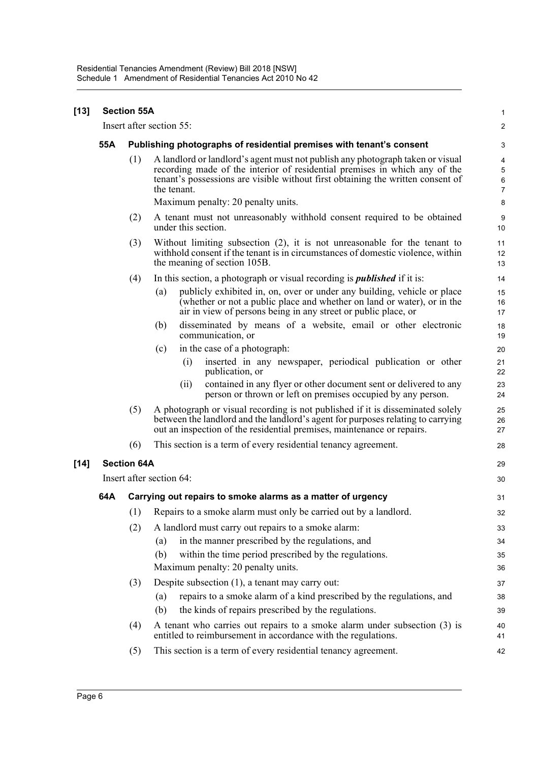## [13] Section 55A

Insert after section 55:

### 55A Publishing photographs of residential premises with tenant's consent

(1) A landlord or landlord's agent must not publish any photograph taken or visual recording made of the interior of residential premises in which any of the tenant's possessions are visible without first obtaining the written consent of the tenant.

Maximum penalty: 20 penalty units.

(2) A tenant must not unreasonably withhold consent required to be obtained under this section.

(3) Without limiting subsection (2), it is not unreasonable for the tenant to withhold consent if the tenant is in circumstances of domestic violence, within the meaning of section 105B.

(4) In this section, a photograph or visual recording is ***published*** if it is:

- (a) publicly exhibited in, on, over or under any building, vehicle or place (whether or not a public place and whether on land or water), or in the air in view of persons being in any street or public place, or
- (b) disseminated by means of a website, email or other electronic communication, or
- (c) in the case of a photograph:
  - (i) inserted in any newspaper, periodical publication or other publication, or
  - (ii) contained in any flyer or other document sent or delivered to any person or thrown or left on premises occupied by any person.

(5) A photograph or visual recording is not published if it is disseminated solely between the landlord and the landlord's agent for purposes relating to carrying out an inspection of the residential premises, maintenance or repairs.

(6) This section is a term of every residential tenancy agreement.

## [14] Section 64A

Insert after section 64:

### 64A Carrying out repairs to smoke alarms as a matter of urgency

(1) Repairs to a smoke alarm must only be carried out by a landlord.

(2) A landlord must carry out repairs to a smoke alarm:

- (a) in the manner prescribed by the regulations, and
- (b) within the time period prescribed by the regulations.

Maximum penalty: 20 penalty units.

(3) Despite subsection (1), a tenant may carry out:

- (a) repairs to a smoke alarm of a kind prescribed by the regulations, and
- (b) the kinds of repairs prescribed by the regulations.

(4) A tenant who carries out repairs to a smoke alarm under subsection (3) is entitled to reimbursement in accordance with the regulations.

(5) This section is a term of every residential tenancy agreement.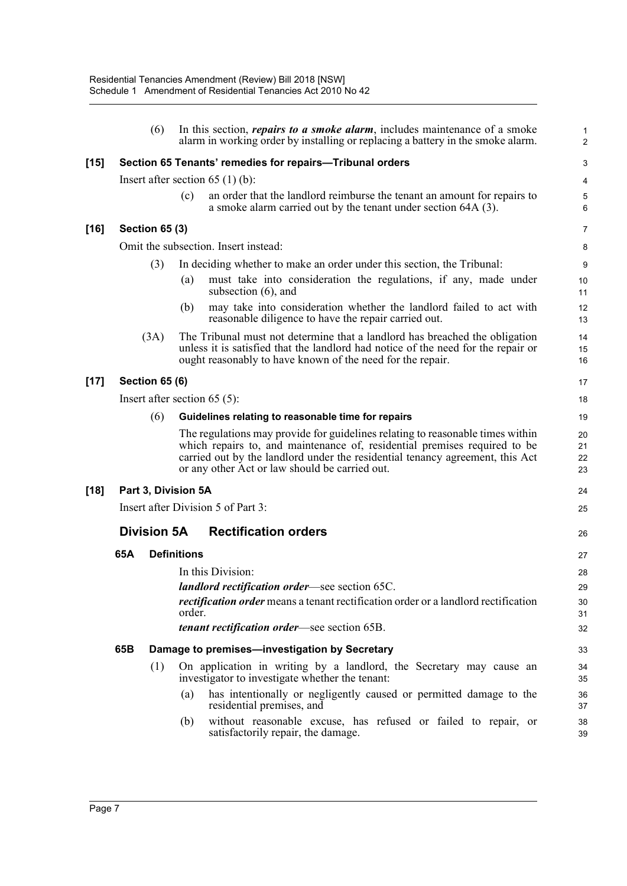(6) In this section, ***repairs to a smoke alarm***, includes maintenance of a smoke alarm in working order by installing or replacing a battery in the smoke alarm.

**[15] Section 65 Tenants' remedies for repairs—Tribunal orders**

Insert after section 65 (1) (b):

(c) an order that the landlord reimburse the tenant an amount for repairs to a smoke alarm carried out by the tenant under section 64A (3).

**[16] Section 65 (3)**

Omit the subsection. Insert instead:

(3) In deciding whether to make an order under this section, the Tribunal:

(a) must take into consideration the regulations, if any, made under subsection (6), and

(b) may take into consideration whether the landlord failed to act with reasonable diligence to have the repair carried out.

(3A) The Tribunal must not determine that a landlord has breached the obligation unless it is satisfied that the landlord had notice of the need for the repair or ought reasonably to have known of the need for the repair.

**[17] Section 65 (6)**

Insert after section 65 (5):

(6) **Guidelines relating to reasonable time for repairs**

The regulations may provide for guidelines relating to reasonable times within which repairs to, and maintenance of, residential premises required to be carried out by the landlord under the residential tenancy agreement, this Act or any other Act or law should be carried out.

**[18] Part 3, Division 5A**

Insert after Division 5 of Part 3:

## Division 5A Rectification orders

**65A Definitions**

In this Division:

***landlord rectification order***—see section 65C.

***rectification order*** means a tenant rectification order or a landlord rectification order.

***tenant rectification order***—see section 65B.

**65B Damage to premises—investigation by Secretary**

(1) On application in writing by a landlord, the Secretary may cause an investigator to investigate whether the tenant:

(a) has intentionally or negligently caused or permitted damage to the residential premises, and

(b) without reasonable excuse, has refused or failed to repair, or satisfactorily repair, the damage.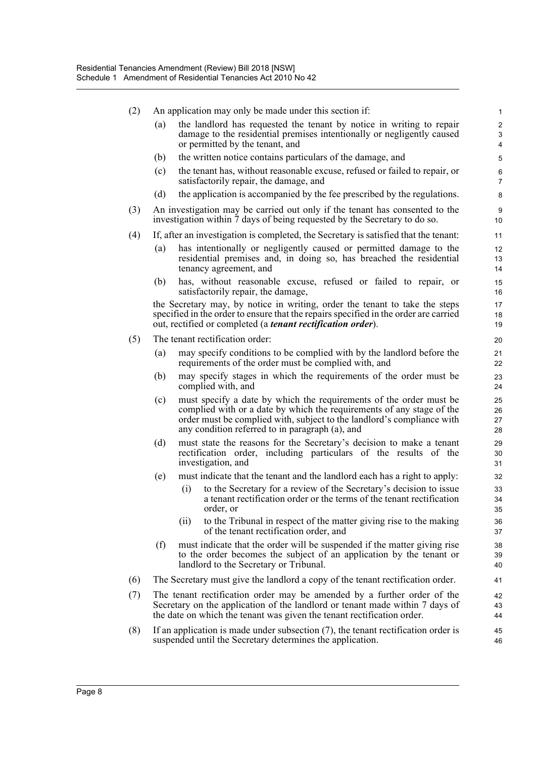(2) An application may only be made under this section if:

(a) the landlord has requested the tenant by notice in writing to repair damage to the residential premises intentionally or negligently caused or permitted by the tenant, and

(b) the written notice contains particulars of the damage, and

(c) the tenant has, without reasonable excuse, refused or failed to repair, or satisfactorily repair, the damage, and

(d) the application is accompanied by the fee prescribed by the regulations.

(3) An investigation may be carried out only if the tenant has consented to the investigation within 7 days of being requested by the Secretary to do so.

(4) If, after an investigation is completed, the Secretary is satisfied that the tenant:

(a) has intentionally or negligently caused or permitted damage to the residential premises and, in doing so, has breached the residential tenancy agreement, and

(b) has, without reasonable excuse, refused or failed to repair, or satisfactorily repair, the damage,

the Secretary may, by notice in writing, order the tenant to take the steps specified in the order to ensure that the repairs specified in the order are carried out, rectified or completed (a ***tenant rectification order***).

(5) The tenant rectification order:

(a) may specify conditions to be complied with by the landlord before the requirements of the order must be complied with, and

(b) may specify stages in which the requirements of the order must be complied with, and

(c) must specify a date by which the requirements of the order must be complied with or a date by which the requirements of any stage of the order must be complied with, subject to the landlord's compliance with any condition referred to in paragraph (a), and

(d) must state the reasons for the Secretary's decision to make a tenant rectification order, including particulars of the results of the investigation, and

(e) must indicate that the tenant and the landlord each has a right to apply:

(i) to the Secretary for a review of the Secretary's decision to issue a tenant rectification order or the terms of the tenant rectification order, or

(ii) to the Tribunal in respect of the matter giving rise to the making of the tenant rectification order, and

(f) must indicate that the order will be suspended if the matter giving rise to the order becomes the subject of an application by the tenant or landlord to the Secretary or Tribunal.

(6) The Secretary must give the landlord a copy of the tenant rectification order.

(7) The tenant rectification order may be amended by a further order of the Secretary on the application of the landlord or tenant made within 7 days of the date on which the tenant was given the tenant rectification order.

(8) If an application is made under subsection (7), the tenant rectification order is suspended until the Secretary determines the application.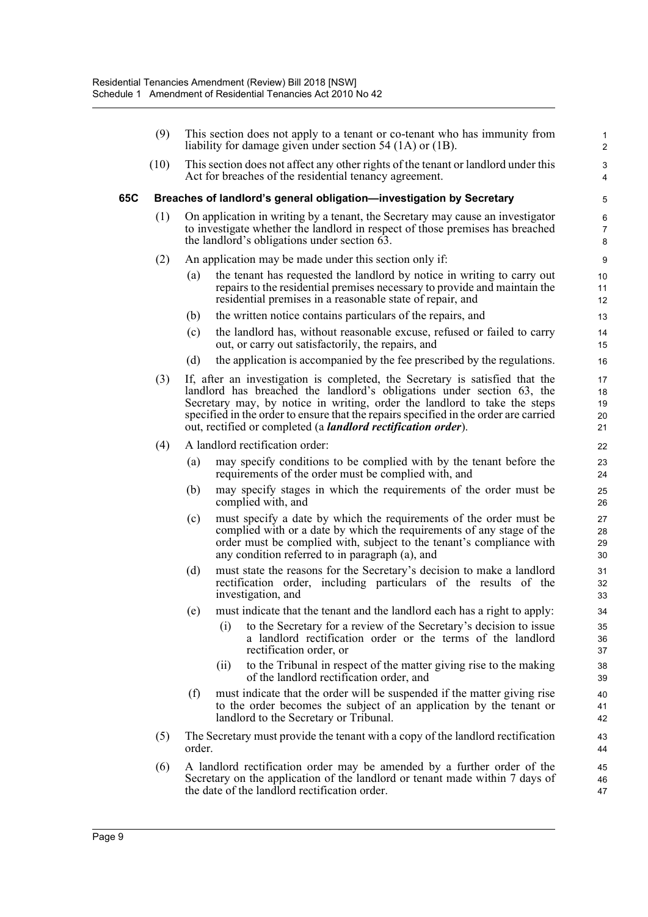(9) This section does not apply to a tenant or co-tenant who has immunity from liability for damage given under section 54 (1A) or (1B).

(10) This section does not affect any other rights of the tenant or landlord under this Act for breaches of the residential tenancy agreement.

### 65C Breaches of landlord's general obligation—investigation by Secretary

(1) On application in writing by a tenant, the Secretary may cause an investigator to investigate whether the landlord in respect of those premises has breached the landlord's obligations under section 63.

(2) An application may be made under this section only if:

- (a) the tenant has requested the landlord by notice in writing to carry out repairs to the residential premises necessary to provide and maintain the residential premises in a reasonable state of repair, and
- (b) the written notice contains particulars of the repairs, and
- (c) the landlord has, without reasonable excuse, refused or failed to carry out, or carry out satisfactorily, the repairs, and
- (d) the application is accompanied by the fee prescribed by the regulations.

(3) If, after an investigation is completed, the Secretary is satisfied that the landlord has breached the landlord's obligations under section 63, the Secretary may, by notice in writing, order the landlord to take the steps specified in the order to ensure that the repairs specified in the order are carried out, rectified or completed (a ***landlord rectification order***).

(4) A landlord rectification order:

- (a) may specify conditions to be complied with by the tenant before the requirements of the order must be complied with, and
- (b) may specify stages in which the requirements of the order must be complied with, and
- (c) must specify a date by which the requirements of the order must be complied with or a date by which the requirements of any stage of the order must be complied with, subject to the tenant's compliance with any condition referred to in paragraph (a), and
- (d) must state the reasons for the Secretary's decision to make a landlord rectification order, including particulars of the results of the investigation, and
- (e) must indicate that the tenant and the landlord each has a right to apply:
  - (i) to the Secretary for a review of the Secretary's decision to issue a landlord rectification order or the terms of the landlord rectification order, or
  - (ii) to the Tribunal in respect of the matter giving rise to the making of the landlord rectification order, and
- (f) must indicate that the order will be suspended if the matter giving rise to the order becomes the subject of an application by the tenant or landlord to the Secretary or Tribunal.

(5) The Secretary must provide the tenant with a copy of the landlord rectification order.

(6) A landlord rectification order may be amended by a further order of the Secretary on the application of the landlord or tenant made within 7 days of the date of the landlord rectification order.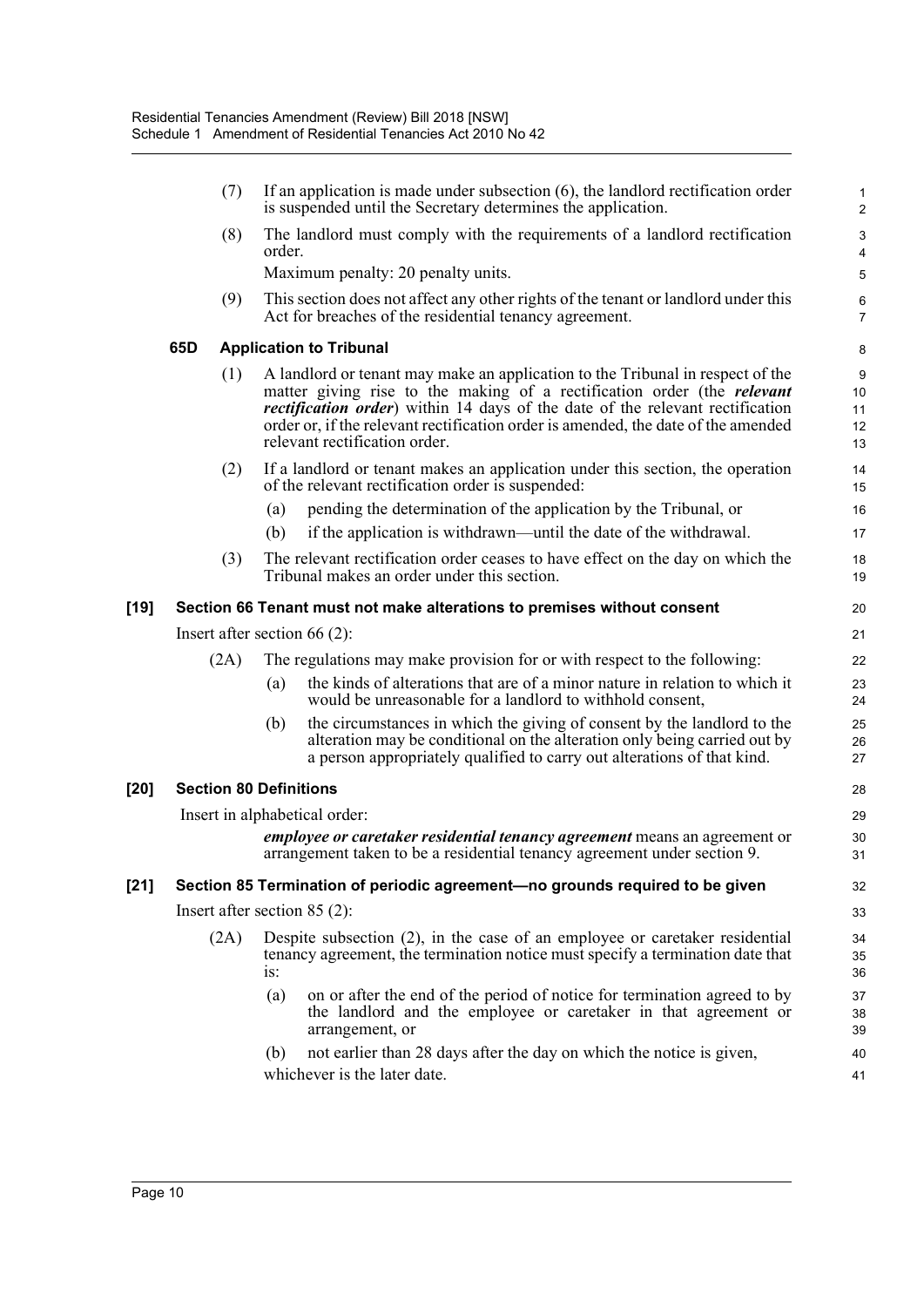(7) If an application is made under subsection (6), the landlord rectification order is suspended until the Secretary determines the application.

(8) The landlord must comply with the requirements of a landlord rectification order.

Maximum penalty: 20 penalty units.

(9) This section does not affect any other rights of the tenant or landlord under this Act for breaches of the residential tenancy agreement.

### 65D Application to Tribunal

(1) A landlord or tenant may make an application to the Tribunal in respect of the matter giving rise to the making of a rectification order (the ***relevant rectification order***) within 14 days of the date of the relevant rectification order or, if the relevant rectification order is amended, the date of the amended relevant rectification order.

(2) If a landlord or tenant makes an application under this section, the operation of the relevant rectification order is suspended:

(a) pending the determination of the application by the Tribunal, or

(b) if the application is withdrawn—until the date of the withdrawal.

(3) The relevant rectification order ceases to have effect on the day on which the Tribunal makes an order under this section.

## [19] Section 66 Tenant must not make alterations to premises without consent

Insert after section 66 (2):

(2A) The regulations may make provision for or with respect to the following:

(a) the kinds of alterations that are of a minor nature in relation to which it would be unreasonable for a landlord to withhold consent,

(b) the circumstances in which the giving of consent by the landlord to the alteration may be conditional on the alteration only being carried out by a person appropriately qualified to carry out alterations of that kind.

## [20] Section 80 Definitions

Insert in alphabetical order:

***employee or caretaker residential tenancy agreement*** means an agreement or arrangement taken to be a residential tenancy agreement under section 9.

## [21] Section 85 Termination of periodic agreement—no grounds required to be given

Insert after section 85 (2):

(2A) Despite subsection (2), in the case of an employee or caretaker residential tenancy agreement, the termination notice must specify a termination date that is:

(a) on or after the end of the period of notice for termination agreed to by the landlord and the employee or caretaker in that agreement or arrangement, or

(b) not earlier than 28 days after the day on which the notice is given,

whichever is the later date.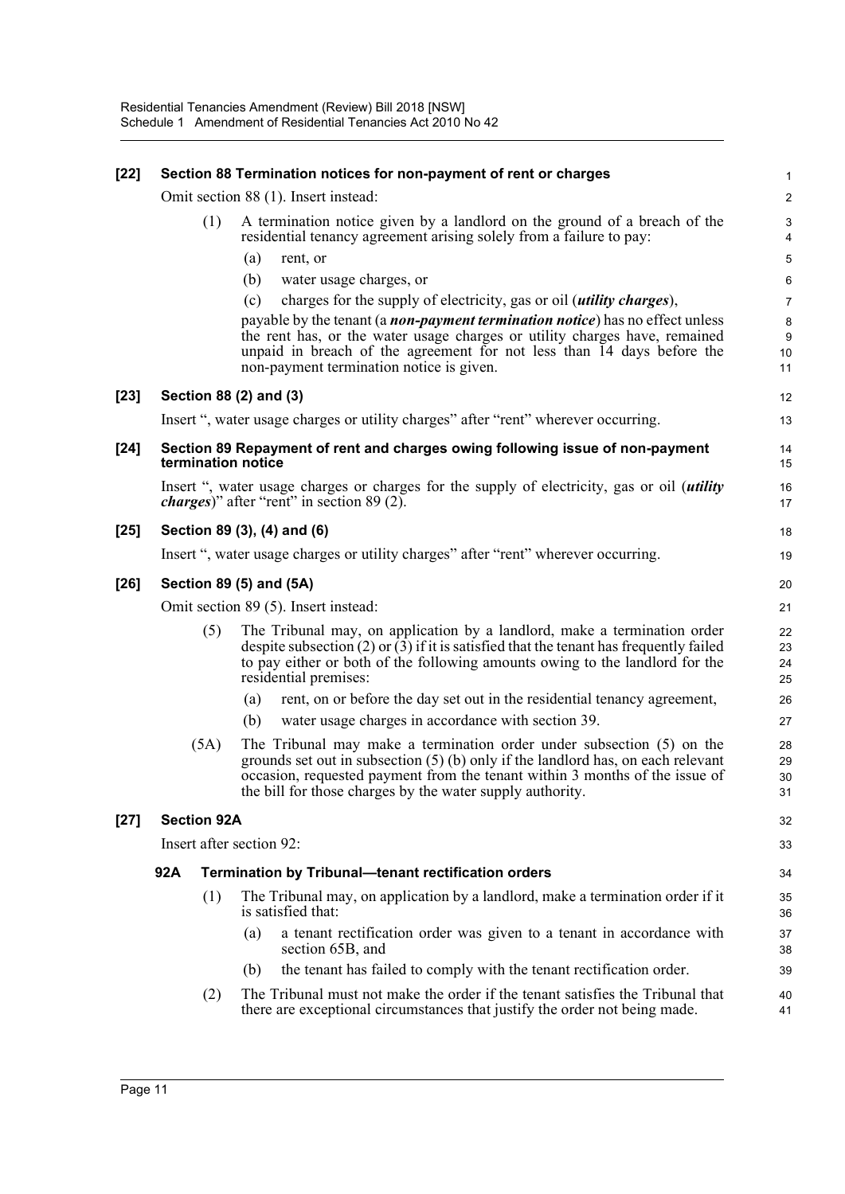**[22] Section 88 Termination notices for non-payment of rent or charges**

Omit section 88 (1). Insert instead:

(1) A termination notice given by a landlord on the ground of a breach of the residential tenancy agreement arising solely from a failure to pay:

(a) rent, or

(b) water usage charges, or

(c) charges for the supply of electricity, gas or oil (***utility charges***),

payable by the tenant (a ***non-payment termination notice***) has no effect unless the rent has, or the water usage charges or utility charges have, remained unpaid in breach of the agreement for not less than 14 days before the non-payment termination notice is given.

**[23] Section 88 (2) and (3)**

Insert ", water usage charges or utility charges" after "rent" wherever occurring.

**[24] Section 89 Repayment of rent and charges owing following issue of non-payment termination notice**

Insert ", water usage charges or charges for the supply of electricity, gas or oil (***utility charges***)" after "rent" in section 89 (2).

**[25] Section 89 (3), (4) and (6)**

Insert ", water usage charges or utility charges" after "rent" wherever occurring.

**[26] Section 89 (5) and (5A)**

Omit section 89 (5). Insert instead:

(5) The Tribunal may, on application by a landlord, make a termination order despite subsection (2) or (3) if it is satisfied that the tenant has frequently failed to pay either or both of the following amounts owing to the landlord for the residential premises:

(a) rent, on or before the day set out in the residential tenancy agreement,

(b) water usage charges in accordance with section 39.

(5A) The Tribunal may make a termination order under subsection (5) on the grounds set out in subsection (5) (b) only if the landlord has, on each relevant occasion, requested payment from the tenant within 3 months of the issue of the bill for those charges by the water supply authority.

**[27] Section 92A**

Insert after section 92:

**92A Termination by Tribunal—tenant rectification orders**

(1) The Tribunal may, on application by a landlord, make a termination order if it is satisfied that:

(a) a tenant rectification order was given to a tenant in accordance with section 65B, and

(b) the tenant has failed to comply with the tenant rectification order.

(2) The Tribunal must not make the order if the tenant satisfies the Tribunal that there are exceptional circumstances that justify the order not being made.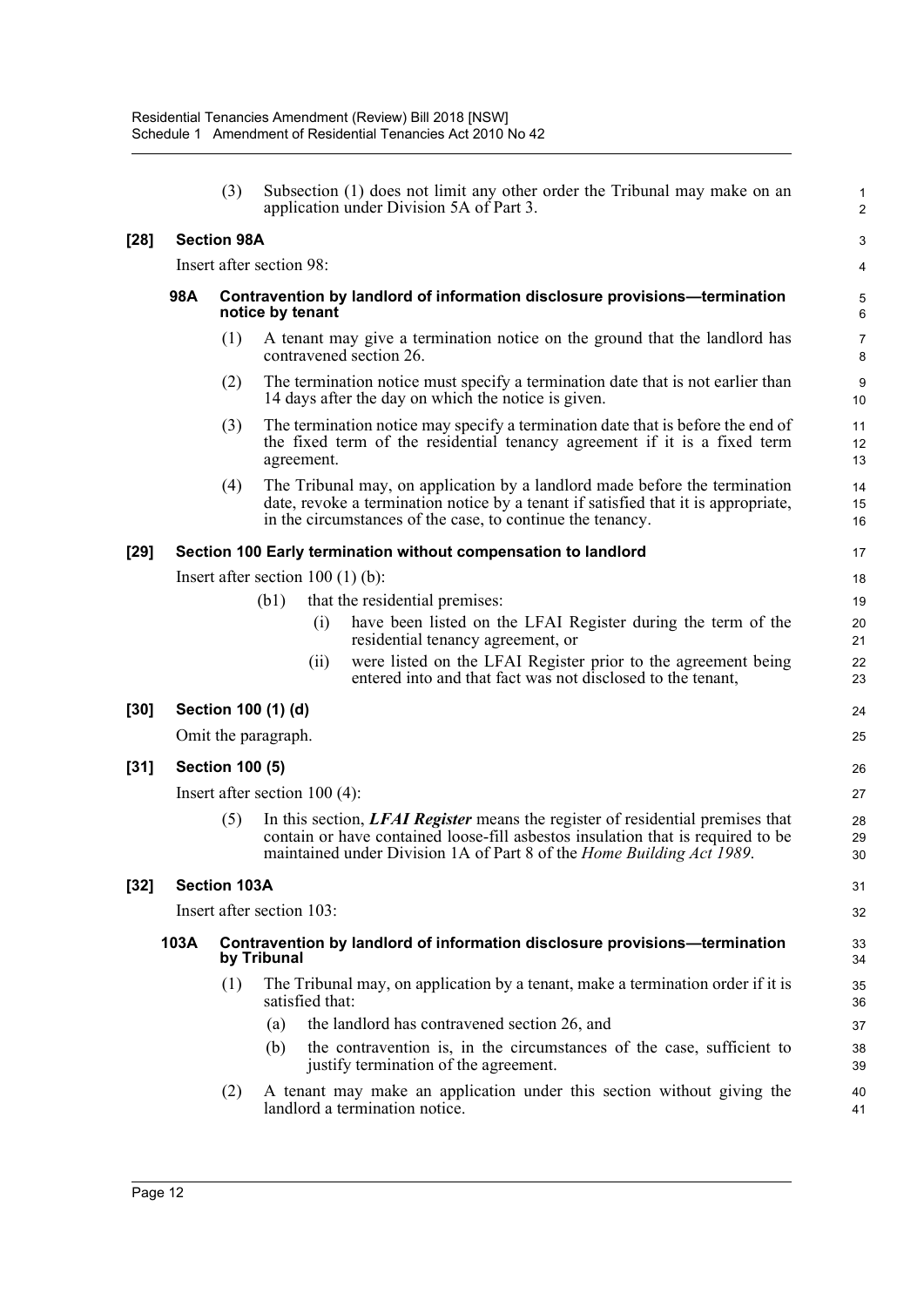(3) Subsection (1) does not limit any other order the Tribunal may make on an application under Division 5A of Part 3.

**[28] Section 98A**

Insert after section 98:

**98A Contravention by landlord of information disclosure provisions—termination notice by tenant**

(1) A tenant may give a termination notice on the ground that the landlord has contravened section 26.

(2) The termination notice must specify a termination date that is not earlier than 14 days after the day on which the notice is given.

(3) The termination notice may specify a termination date that is before the end of the fixed term of the residential tenancy agreement if it is a fixed term agreement.

(4) The Tribunal may, on application by a landlord made before the termination date, revoke a termination notice by a tenant if satisfied that it is appropriate, in the circumstances of the case, to continue the tenancy.

**[29] Section 100 Early termination without compensation to landlord**

Insert after section 100 (1) (b):

(b1) that the residential premises:

(i) have been listed on the LFAI Register during the term of the residential tenancy agreement, or

(ii) were listed on the LFAI Register prior to the agreement being entered into and that fact was not disclosed to the tenant,

**[30] Section 100 (1) (d)**

Omit the paragraph.

**[31] Section 100 (5)**

Insert after section 100 (4):

(5) In this section, ***LFAI Register*** means the register of residential premises that contain or have contained loose-fill asbestos insulation that is required to be maintained under Division 1A of Part 8 of the *Home Building Act 1989*.

**[32] Section 103A**

Insert after section 103:

**103A Contravention by landlord of information disclosure provisions—termination by Tribunal**

(1) The Tribunal may, on application by a tenant, make a termination order if it is satisfied that:

(a) the landlord has contravened section 26, and

(b) the contravention is, in the circumstances of the case, sufficient to justify termination of the agreement.

(2) A tenant may make an application under this section without giving the landlord a termination notice.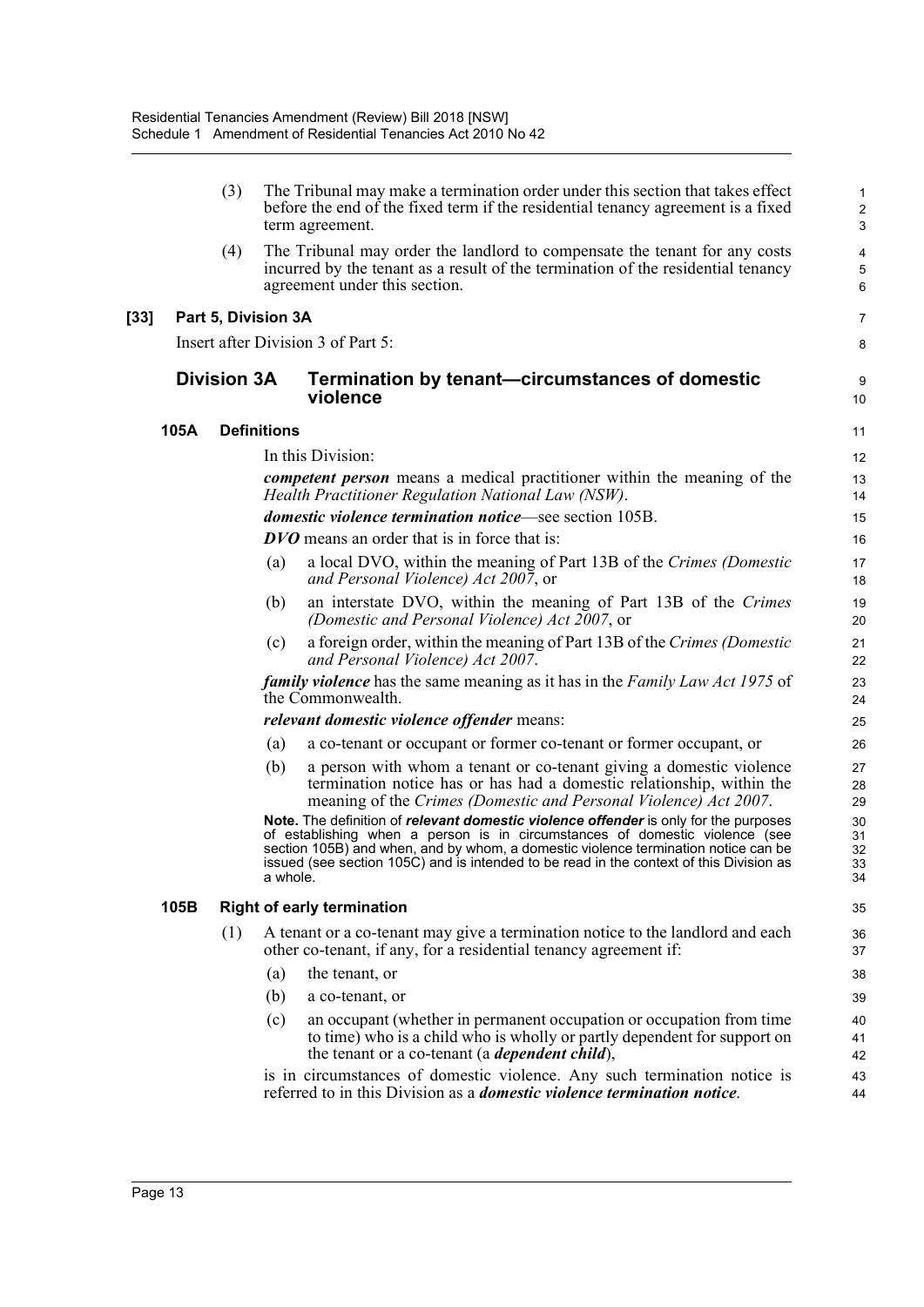(3) The Tribunal may make a termination order under this section that takes effect before the end of the fixed term if the residential tenancy agreement is a fixed term agreement.

(4) The Tribunal may order the landlord to compensate the tenant for any costs incurred by the tenant as a result of the termination of the residential tenancy agreement under this section.

**[33] Part 5, Division 3A**

Insert after Division 3 of Part 5:

## Division 3A Termination by tenant—circumstances of domestic violence

### 105A Definitions

In this Division:

***competent person*** means a medical practitioner within the meaning of the *Health Practitioner Regulation National Law (NSW)*.

***domestic violence termination notice***—see section 105B.

***DVO*** means an order that is in force that is:

(a) a local DVO, within the meaning of Part 13B of the *Crimes (Domestic and Personal Violence) Act 2007*, or

(b) an interstate DVO, within the meaning of Part 13B of the *Crimes (Domestic and Personal Violence) Act 2007*, or

(c) a foreign order, within the meaning of Part 13B of the *Crimes (Domestic and Personal Violence) Act 2007*.

***family violence*** has the same meaning as it has in the *Family Law Act 1975* of the Commonwealth.

***relevant domestic violence offender*** means:

(a) a co-tenant or occupant or former co-tenant or former occupant, or

(b) a person with whom a tenant or co-tenant giving a domestic violence termination notice has or has had a domestic relationship, within the meaning of the *Crimes (Domestic and Personal Violence) Act 2007*.

**Note.** The definition of ***relevant domestic violence offender*** is only for the purposes of establishing when a person is in circumstances of domestic violence (see section 105B) and when, and by whom, a domestic violence termination notice can be issued (see section 105C) and is intended to be read in the context of this Division as a whole.

### 105B Right of early termination

(1) A tenant or a co-tenant may give a termination notice to the landlord and each other co-tenant, if any, for a residential tenancy agreement if:

(a) the tenant, or

(b) a co-tenant, or

(c) an occupant (whether in permanent occupation or occupation from time to time) who is a child who is wholly or partly dependent for support on the tenant or a co-tenant (a ***dependent child***),

is in circumstances of domestic violence. Any such termination notice is referred to in this Division as a ***domestic violence termination notice***.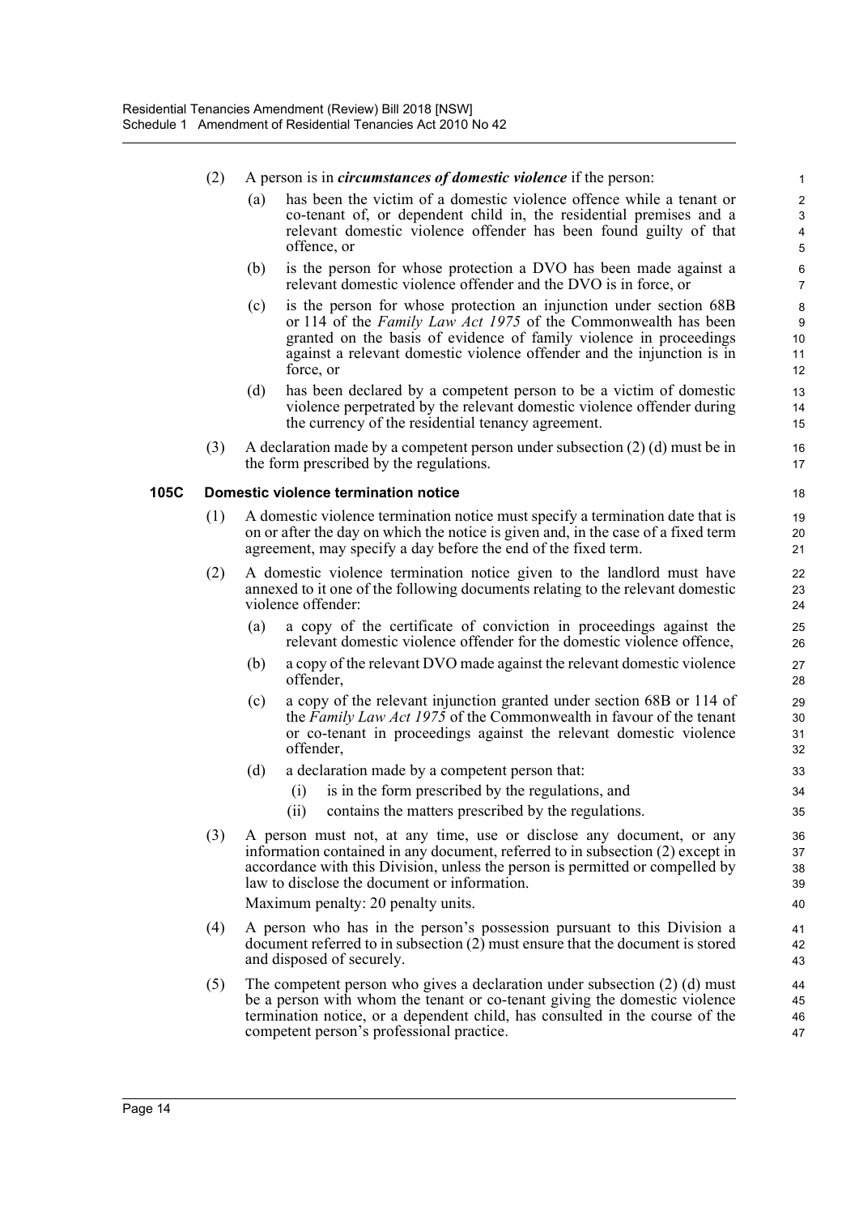(2) A person is in ***circumstances of domestic violence*** if the person:

(a) has been the victim of a domestic violence offence while a tenant or co-tenant of, or dependent child in, the residential premises and a relevant domestic violence offender has been found guilty of that offence, or

(b) is the person for whose protection a DVO has been made against a relevant domestic violence offender and the DVO is in force, or

(c) is the person for whose protection an injunction under section 68B or 114 of the *Family Law Act 1975* of the Commonwealth has been granted on the basis of evidence of family violence in proceedings against a relevant domestic violence offender and the injunction is in force, or

(d) has been declared by a competent person to be a victim of domestic violence perpetrated by the relevant domestic violence offender during the currency of the residential tenancy agreement.

(3) A declaration made by a competent person under subsection (2) (d) must be in the form prescribed by the regulations.

**105C Domestic violence termination notice**

(1) A domestic violence termination notice must specify a termination date that is on or after the day on which the notice is given and, in the case of a fixed term agreement, may specify a day before the end of the fixed term.

(2) A domestic violence termination notice given to the landlord must have annexed to it one of the following documents relating to the relevant domestic violence offender:

(a) a copy of the certificate of conviction in proceedings against the relevant domestic violence offender for the domestic violence offence,

(b) a copy of the relevant DVO made against the relevant domestic violence offender,

(c) a copy of the relevant injunction granted under section 68B or 114 of the *Family Law Act 1975* of the Commonwealth in favour of the tenant or co-tenant in proceedings against the relevant domestic violence offender,

(d) a declaration made by a competent person that:

(i) is in the form prescribed by the regulations, and

(ii) contains the matters prescribed by the regulations.

(3) A person must not, at any time, use or disclose any document, or any information contained in any document, referred to in subsection (2) except in accordance with this Division, unless the person is permitted or compelled by law to disclose the document or information.

Maximum penalty: 20 penalty units.

(4) A person who has in the person's possession pursuant to this Division a document referred to in subsection (2) must ensure that the document is stored and disposed of securely.

(5) The competent person who gives a declaration under subsection (2) (d) must be a person with whom the tenant or co-tenant giving the domestic violence termination notice, or a dependent child, has consulted in the course of the competent person's professional practice.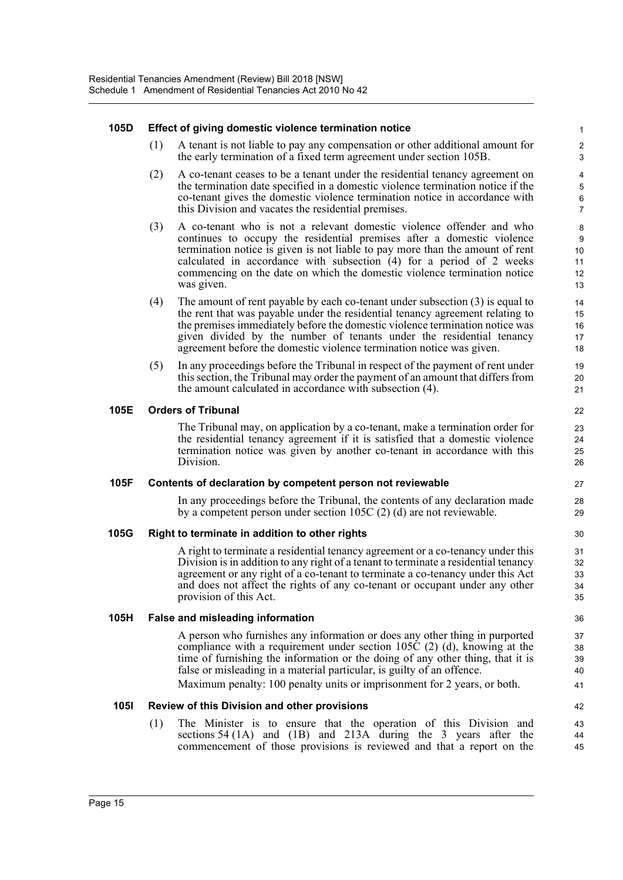**105D Effect of giving domestic violence termination notice**

(1) A tenant is not liable to pay any compensation or other additional amount for the early termination of a fixed term agreement under section 105B.

(2) A co-tenant ceases to be a tenant under the residential tenancy agreement on the termination date specified in a domestic violence termination notice if the co-tenant gives the domestic violence termination notice in accordance with this Division and vacates the residential premises.

(3) A co-tenant who is not a relevant domestic violence offender and who continues to occupy the residential premises after a domestic violence termination notice is given is not liable to pay more than the amount of rent calculated in accordance with subsection (4) for a period of 2 weeks commencing on the date on which the domestic violence termination notice was given.

(4) The amount of rent payable by each co-tenant under subsection (3) is equal to the rent that was payable under the residential tenancy agreement relating to the premises immediately before the domestic violence termination notice was given divided by the number of tenants under the residential tenancy agreement before the domestic violence termination notice was given.

(5) In any proceedings before the Tribunal in respect of the payment of rent under this section, the Tribunal may order the payment of an amount that differs from the amount calculated in accordance with subsection (4).

**105E Orders of Tribunal**

The Tribunal may, on application by a co-tenant, make a termination order for the residential tenancy agreement if it is satisfied that a domestic violence termination notice was given by another co-tenant in accordance with this Division.

**105F Contents of declaration by competent person not reviewable**

In any proceedings before the Tribunal, the contents of any declaration made by a competent person under section 105C (2) (d) are not reviewable.

**105G Right to terminate in addition to other rights**

A right to terminate a residential tenancy agreement or a co-tenancy under this Division is in addition to any right of a tenant to terminate a residential tenancy agreement or any right of a co-tenant to terminate a co-tenancy under this Act and does not affect the rights of any co-tenant or occupant under any other provision of this Act.

**105H False and misleading information**

A person who furnishes any information or does any other thing in purported compliance with a requirement under section 105C (2) (d), knowing at the time of furnishing the information or the doing of any other thing, that it is false or misleading in a material particular, is guilty of an offence.

Maximum penalty: 100 penalty units or imprisonment for 2 years, or both.

**105I Review of this Division and other provisions**

(1) The Minister is to ensure that the operation of this Division and sections 54 (1A) and (1B) and 213A during the 3 years after the commencement of those provisions is reviewed and that a report on the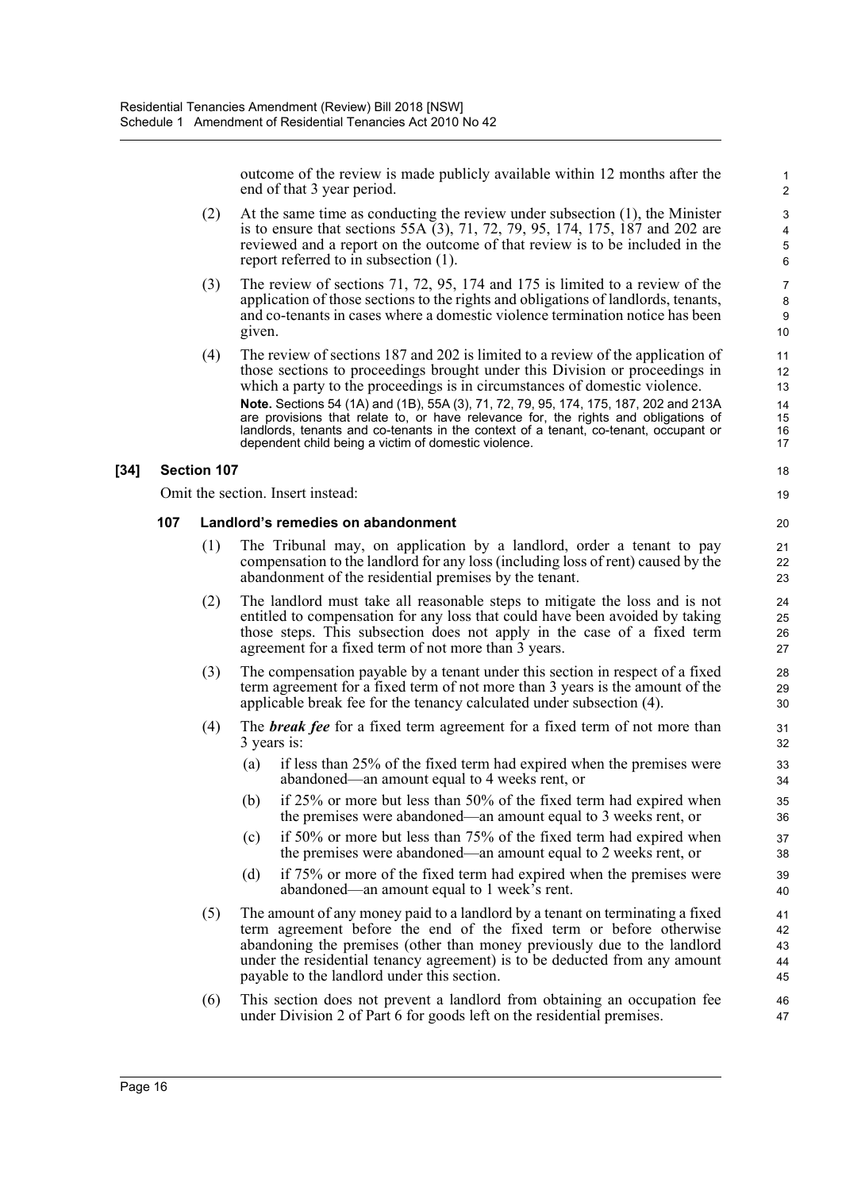outcome of the review is made publicly available within 12 months after the end of that 3 year period.

(2) At the same time as conducting the review under subsection (1), the Minister is to ensure that sections 55A (3), 71, 72, 79, 95, 174, 175, 187 and 202 are reviewed and a report on the outcome of that review is to be included in the report referred to in subsection (1).

(3) The review of sections 71, 72, 95, 174 and 175 is limited to a review of the application of those sections to the rights and obligations of landlords, tenants, and co-tenants in cases where a domestic violence termination notice has been given.

(4) The review of sections 187 and 202 is limited to a review of the application of those sections to proceedings brought under this Division or proceedings in which a party to the proceedings is in circumstances of domestic violence.

**Note.** Sections 54 (1A) and (1B), 55A (3), 71, 72, 79, 95, 174, 175, 187, 202 and 213A are provisions that relate to, or have relevance for, the rights and obligations of landlords, tenants and co-tenants in the context of a tenant, co-tenant, occupant or dependent child being a victim of domestic violence.

### [34] Section 107

Omit the section. Insert instead:

#### 107 Landlord's remedies on abandonment

(1) The Tribunal may, on application by a landlord, order a tenant to pay compensation to the landlord for any loss (including loss of rent) caused by the abandonment of the residential premises by the tenant.

(2) The landlord must take all reasonable steps to mitigate the loss and is not entitled to compensation for any loss that could have been avoided by taking those steps. This subsection does not apply in the case of a fixed term agreement for a fixed term of not more than 3 years.

(3) The compensation payable by a tenant under this section in respect of a fixed term agreement for a fixed term of not more than 3 years is the amount of the applicable break fee for the tenancy calculated under subsection (4).

(4) The ***break fee*** for a fixed term agreement for a fixed term of not more than 3 years is:

(a) if less than 25% of the fixed term had expired when the premises were abandoned—an amount equal to 4 weeks rent, or

(b) if 25% or more but less than 50% of the fixed term had expired when the premises were abandoned—an amount equal to 3 weeks rent, or

(c) if 50% or more but less than 75% of the fixed term had expired when the premises were abandoned—an amount equal to 2 weeks rent, or

(d) if 75% or more of the fixed term had expired when the premises were abandoned—an amount equal to 1 week's rent.

(5) The amount of any money paid to a landlord by a tenant on terminating a fixed term agreement before the end of the fixed term or before otherwise abandoning the premises (other than money previously due to the landlord under the residential tenancy agreement) is to be deducted from any amount payable to the landlord under this section.

(6) This section does not prevent a landlord from obtaining an occupation fee under Division 2 of Part 6 for goods left on the residential premises.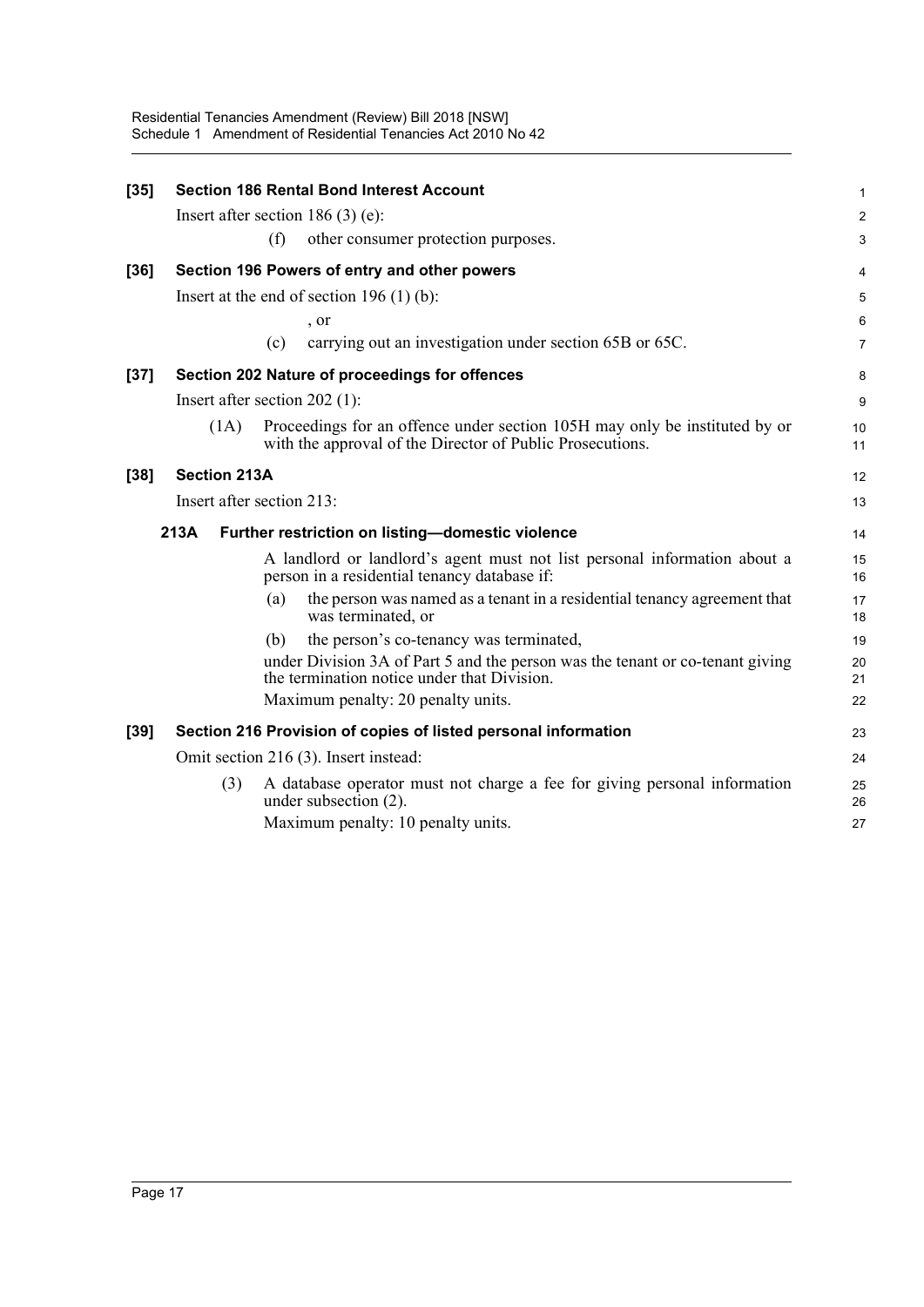**[35] Section 186 Rental Bond Interest Account**

Insert after section 186 (3) (e):

(f) other consumer protection purposes.

**[36] Section 196 Powers of entry and other powers**

Insert at the end of section 196 (1) (b):

, or

(c) carrying out an investigation under section 65B or 65C.

**[37] Section 202 Nature of proceedings for offences**

Insert after section 202 (1):

(1A) Proceedings for an offence under section 105H may only be instituted by or with the approval of the Director of Public Prosecutions.

**[38] Section 213A**

Insert after section 213:

**213A Further restriction on listing—domestic violence**

A landlord or landlord's agent must not list personal information about a person in a residential tenancy database if:

(a) the person was named as a tenant in a residential tenancy agreement that was terminated, or

(b) the person's co-tenancy was terminated,

under Division 3A of Part 5 and the person was the tenant or co-tenant giving the termination notice under that Division.

Maximum penalty: 20 penalty units.

**[39] Section 216 Provision of copies of listed personal information**

Omit section 216 (3). Insert instead:

(3) A database operator must not charge a fee for giving personal information under subsection (2).

Maximum penalty: 10 penalty units.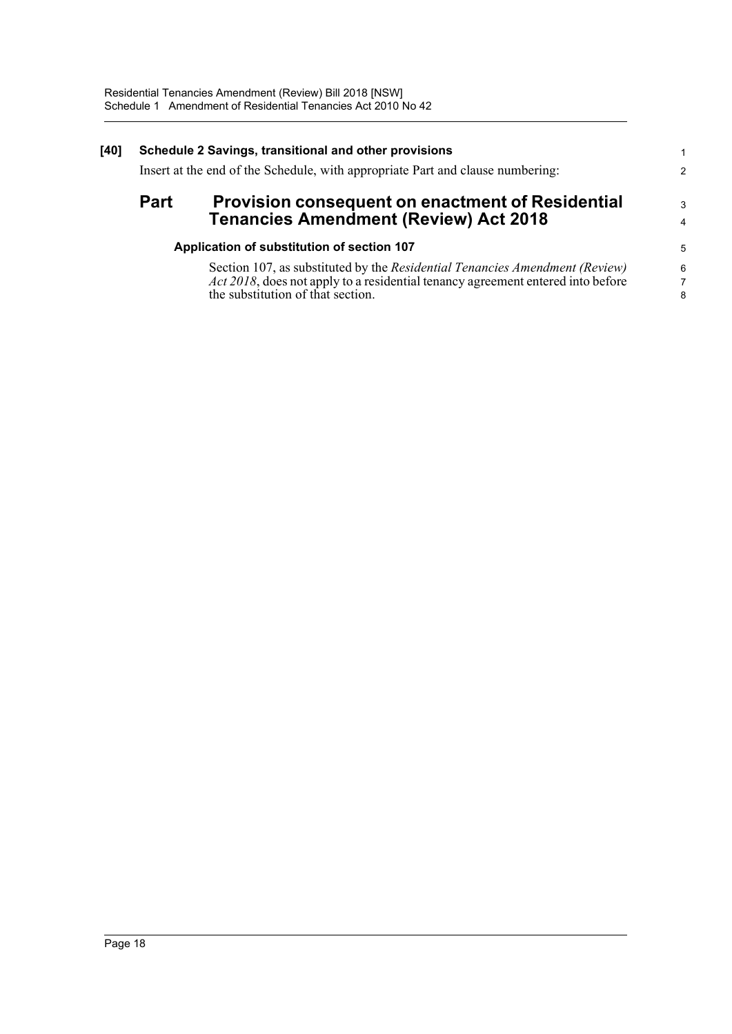**[40] Schedule 2 Savings, transitional and other provisions**

Insert at the end of the Schedule, with appropriate Part and clause numbering:

## Part Provision consequent on enactment of Residential Tenancies Amendment (Review) Act 2018

### Application of substitution of section 107

Section 107, as substituted by the *Residential Tenancies Amendment (Review) Act 2018*, does not apply to a residential tenancy agreement entered into before the substitution of that section.